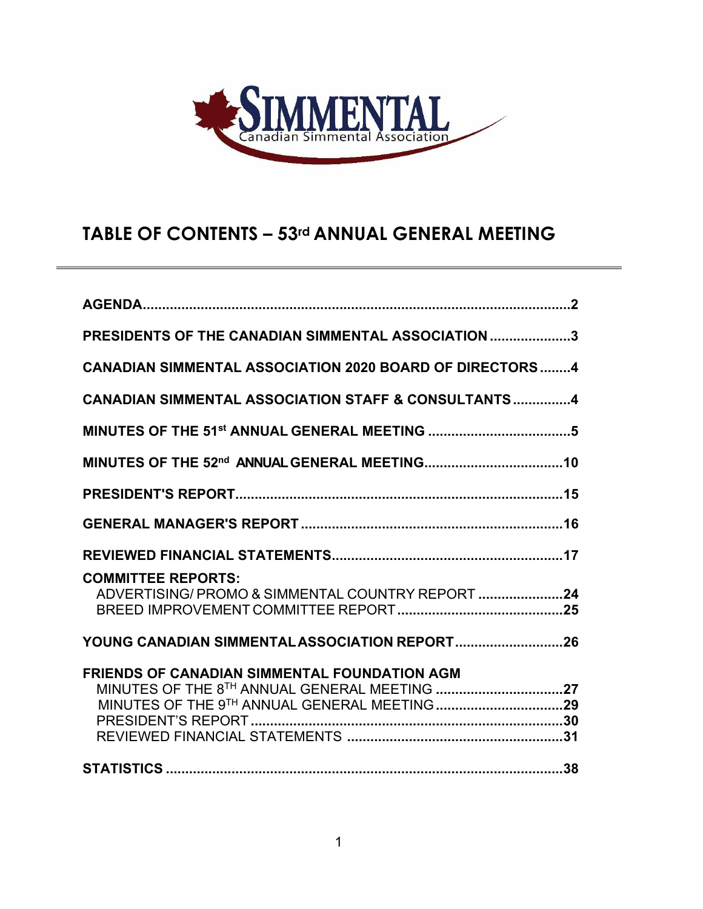SIMMENTAL
Canadian Simmental Association

# TABLE OF CONTENTS – 53rd ANNUAL GENERAL MEETING

**AGENDA** .......... **2**

**PRESIDENTS OF THE CANADIAN SIMMENTAL ASSOCIATION** .......... **3**

**CANADIAN SIMMENTAL ASSOCIATION 2020 BOARD OF DIRECTORS** .......... **4**

**CANADIAN SIMMENTAL ASSOCIATION STAFF & CONSULTANTS** .......... **4**

**MINUTES OF THE 51st ANNUAL GENERAL MEETING** .......... **5**

**MINUTES OF THE 52nd ANNUAL GENERAL MEETING** .......... **10**

**PRESIDENT'S REPORT** .......... **15**

**GENERAL MANAGER'S REPORT** .......... **16**

**REVIEWED FINANCIAL STATEMENTS** .......... **17**

**COMMITTEE REPORTS:**
- ADVERTISING/ PROMO & SIMMENTAL COUNTRY REPORT .......... **24**
- BREED IMPROVEMENT COMMITTEE REPORT .......... **25**

**YOUNG CANADIAN SIMMENTAL ASSOCIATION REPORT** .......... **26**

**FRIENDS OF CANADIAN SIMMENTAL FOUNDATION AGM**
- MINUTES OF THE 8TH ANNUAL GENERAL MEETING .......... **27**
- MINUTES OF THE 9TH ANNUAL GENERAL MEETING .......... **29**
- PRESIDENT'S REPORT .......... **30**
- REVIEWED FINANCIAL STATEMENTS .......... **31**

**STATISTICS** .......... **38**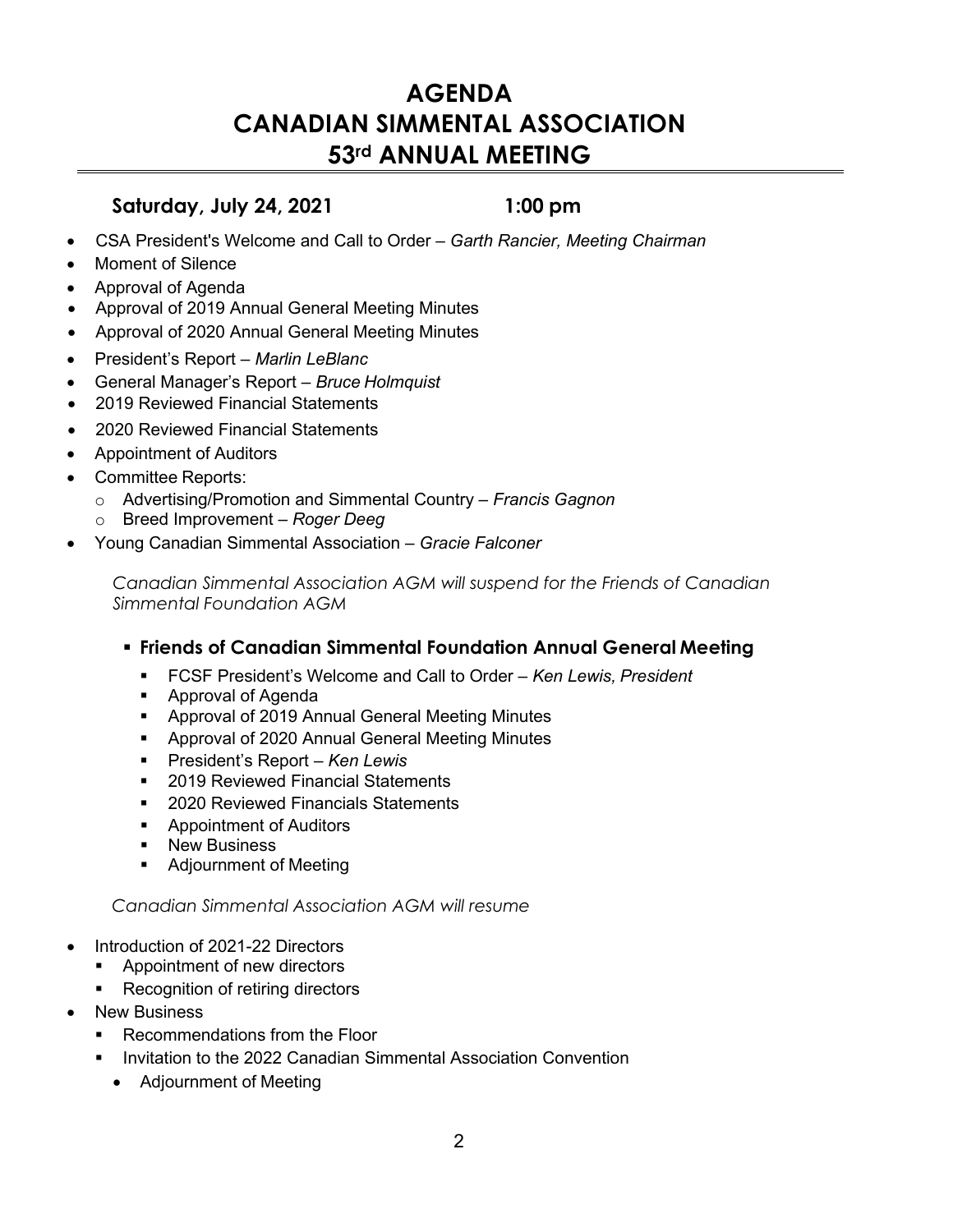# AGENDA
# CANADIAN SIMMENTAL ASSOCIATION
# 53rd ANNUAL MEETING

**Saturday, July 24, 2021** **1:00 pm**

- CSA President's Welcome and Call to Order – *Garth Rancier, Meeting Chairman*
- Moment of Silence
- Approval of Agenda
- Approval of 2019 Annual General Meeting Minutes
- Approval of 2020 Annual General Meeting Minutes
- President's Report – *Marlin LeBlanc*
- General Manager's Report – *Bruce Holmquist*
- 2019 Reviewed Financial Statements
- 2020 Reviewed Financial Statements
- Appointment of Auditors
- Committee Reports:
  - Advertising/Promotion and Simmental Country – *Francis Gagnon*
  - Breed Improvement – *Roger Deeg*
- Young Canadian Simmental Association – *Gracie Falconer*

*Canadian Simmental Association AGM will suspend for the Friends of Canadian Simmental Foundation AGM*

- **Friends of Canadian Simmental Foundation Annual General Meeting**
  - FCSF President's Welcome and Call to Order – *Ken Lewis, President*
  - Approval of Agenda
  - Approval of 2019 Annual General Meeting Minutes
  - Approval of 2020 Annual General Meeting Minutes
  - President's Report – *Ken Lewis*
  - 2019 Reviewed Financial Statements
  - 2020 Reviewed Financials Statements
  - Appointment of Auditors
  - New Business
  - Adjournment of Meeting

*Canadian Simmental Association AGM will resume*

- Introduction of 2021-22 Directors
  - Appointment of new directors
  - Recognition of retiring directors
- New Business
  - Recommendations from the Floor
  - Invitation to the 2022 Canadian Simmental Association Convention
    - Adjournment of Meeting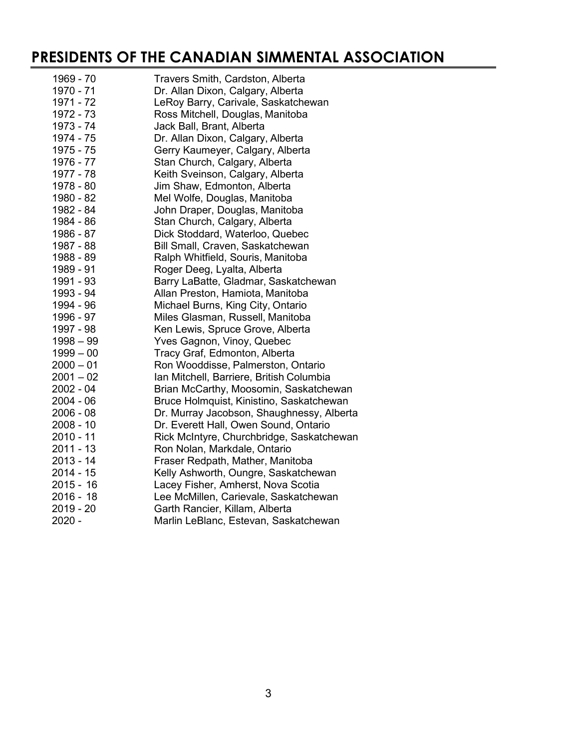# PRESIDENTS OF THE CANADIAN SIMMENTAL ASSOCIATION

| | |
|---|---|
| 1969 - 70 | Travers Smith, Cardston, Alberta |
| 1970 - 71 | Dr. Allan Dixon, Calgary, Alberta |
| 1971 - 72 | LeRoy Barry, Carivale, Saskatchewan |
| 1972 - 73 | Ross Mitchell, Douglas, Manitoba |
| 1973 - 74 | Jack Ball, Brant, Alberta |
| 1974 - 75 | Dr. Allan Dixon, Calgary, Alberta |
| 1975 - 75 | Gerry Kaumeyer, Calgary, Alberta |
| 1976 - 77 | Stan Church, Calgary, Alberta |
| 1977 - 78 | Keith Sveinson, Calgary, Alberta |
| 1978 - 80 | Jim Shaw, Edmonton, Alberta |
| 1980 - 82 | Mel Wolfe, Douglas, Manitoba |
| 1982 - 84 | John Draper, Douglas, Manitoba |
| 1984 - 86 | Stan Church, Calgary, Alberta |
| 1986 - 87 | Dick Stoddard, Waterloo, Quebec |
| 1987 - 88 | Bill Small, Craven, Saskatchewan |
| 1988 - 89 | Ralph Whitfield, Souris, Manitoba |
| 1989 - 91 | Roger Deeg, Lyalta, Alberta |
| 1991 - 93 | Barry LaBatte, Gladmar, Saskatchewan |
| 1993 - 94 | Allan Preston, Hamiota, Manitoba |
| 1994 - 96 | Michael Burns, King City, Ontario |
| 1996 - 97 | Miles Glasman, Russell, Manitoba |
| 1997 - 98 | Ken Lewis, Spruce Grove, Alberta |
| 1998 – 99 | Yves Gagnon, Vinoy, Quebec |
| 1999 – 00 | Tracy Graf, Edmonton, Alberta |
| 2000 – 01 | Ron Wooddisse, Palmerston, Ontario |
| 2001 – 02 | Ian Mitchell, Barriere, British Columbia |
| 2002 - 04 | Brian McCarthy, Moosomin, Saskatchewan |
| 2004 - 06 | Bruce Holmquist, Kinistino, Saskatchewan |
| 2006 - 08 | Dr. Murray Jacobson, Shaughnessy, Alberta |
| 2008 - 10 | Dr. Everett Hall, Owen Sound, Ontario |
| 2010 - 11 | Rick McIntyre, Churchbridge, Saskatchewan |
| 2011 - 13 | Ron Nolan, Markdale, Ontario |
| 2013 - 14 | Fraser Redpath, Mather, Manitoba |
| 2014 - 15 | Kelly Ashworth, Oungre, Saskatchewan |
| 2015 - 16 | Lacey Fisher, Amherst, Nova Scotia |
| 2016 - 18 | Lee McMillen, Carievale, Saskatchewan |
| 2019 - 20 | Garth Rancier, Killam, Alberta |
| 2020 - | Marlin LeBlanc, Estevan, Saskatchewan |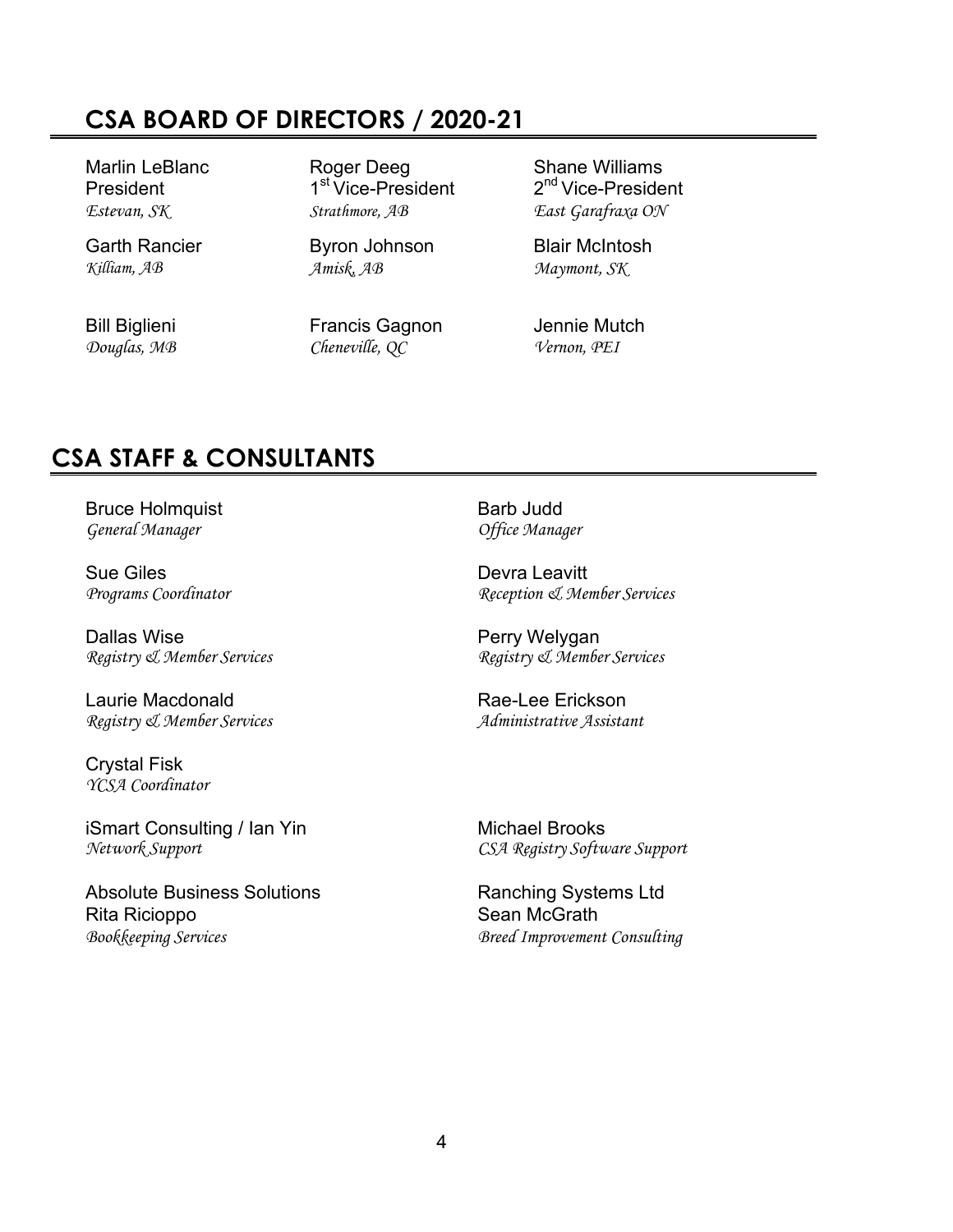## CSA BOARD OF DIRECTORS / 2020-21

Marlin LeBlanc
President
*Estevan, SK*

Roger Deeg
1st Vice-President
*Strathmore, AB*

Shane Williams
2nd Vice-President
*East Garafraxa ON*

Garth Rancier
*Killiam, AB*

Byron Johnson
*Amisk, AB*

Blair McIntosh
*Maymont, SK*

Bill Biglieni
*Douglas, MB*

Francis Gagnon
*Cheneville, QC*

Jennie Mutch
*Vernon, PEI*

## CSA STAFF & CONSULTANTS

Bruce Holmquist
*General Manager*

Barb Judd
*Office Manager*

Sue Giles
*Programs Coordinator*

Devra Leavitt
*Reception & Member Services*

Dallas Wise
*Registry & Member Services*

Perry Welygan
*Registry & Member Services*

Laurie Macdonald
*Registry & Member Services*

Rae-Lee Erickson
*Administrative Assistant*

Crystal Fisk
*YCSA Coordinator*

iSmart Consulting / Ian Yin
*Network Support*

Michael Brooks
*CSA Registry Software Support*

Absolute Business Solutions
Rita Ricioppo
*Bookkeeping Services*

Ranching Systems Ltd
Sean McGrath
*Breed Improvement Consulting*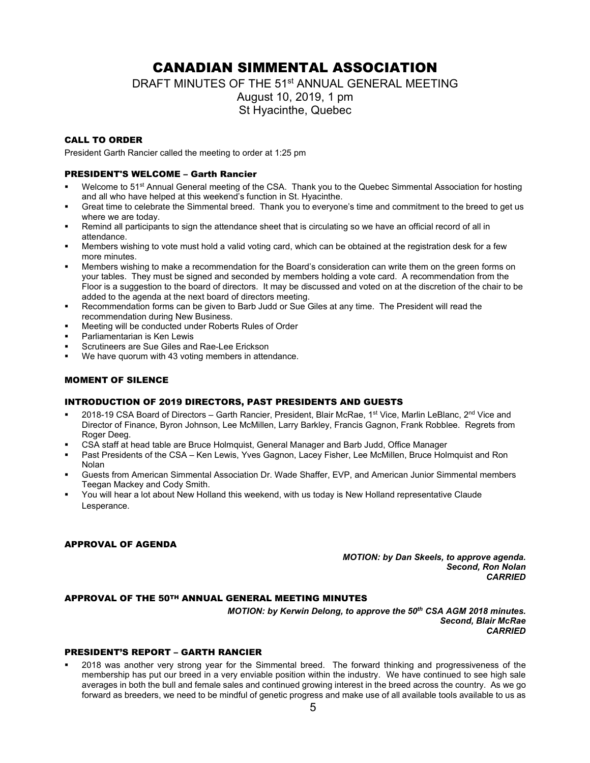# CANADIAN SIMMENTAL ASSOCIATION

DRAFT MINUTES OF THE 51st ANNUAL GENERAL MEETING
August 10, 2019, 1 pm
St Hyacinthe, Quebec

### CALL TO ORDER

President Garth Rancier called the meeting to order at 1:25 pm

### PRESIDENT'S WELCOME – Garth Rancier

- Welcome to 51st Annual General meeting of the CSA. Thank you to the Quebec Simmental Association for hosting and all who have helped at this weekend's function in St. Hyacinthe.
- Great time to celebrate the Simmental breed. Thank you to everyone's time and commitment to the breed to get us where we are today.
- Remind all participants to sign the attendance sheet that is circulating so we have an official record of all in attendance.
- Members wishing to vote must hold a valid voting card, which can be obtained at the registration desk for a few more minutes.
- Members wishing to make a recommendation for the Board's consideration can write them on the green forms on your tables. They must be signed and seconded by members holding a vote card. A recommendation from the Floor is a suggestion to the board of directors. It may be discussed and voted on at the discretion of the chair to be added to the agenda at the next board of directors meeting.
- Recommendation forms can be given to Barb Judd or Sue Giles at any time. The President will read the recommendation during New Business.
- Meeting will be conducted under Roberts Rules of Order
- Parliamentarian is Ken Lewis
- Scrutineers are Sue Giles and Rae-Lee Erickson
- We have quorum with 43 voting members in attendance.

### MOMENT OF SILENCE

### INTRODUCTION OF 2019 DIRECTORS, PAST PRESIDENTS AND GUESTS

- 2018-19 CSA Board of Directors – Garth Rancier, President, Blair McRae, 1st Vice, Marlin LeBlanc, 2nd Vice and Director of Finance, Byron Johnson, Lee McMillen, Larry Barkley, Francis Gagnon, Frank Robblee. Regrets from Roger Deeg.
- CSA staff at head table are Bruce Holmquist, General Manager and Barb Judd, Office Manager
- Past Presidents of the CSA – Ken Lewis, Yves Gagnon, Lacey Fisher, Lee McMillen, Bruce Holmquist and Ron Nolan
- Guests from American Simmental Association Dr. Wade Shaffer, EVP, and American Junior Simmental members Teegan Mackey and Cody Smith.
- You will hear a lot about New Holland this weekend, with us today is New Holland representative Claude Lesperance.

### APPROVAL OF AGENDA

***MOTION: by Dan Skeels, to approve agenda.***
***Second, Ron Nolan***
***CARRIED***

### APPROVAL OF THE 50TH ANNUAL GENERAL MEETING MINUTES

***MOTION: by Kerwin Delong, to approve the 50th CSA AGM 2018 minutes.***
***Second, Blair McRae***
***CARRIED***

### PRESIDENT'S REPORT – GARTH RANCIER

- 2018 was another very strong year for the Simmental breed. The forward thinking and progressiveness of the membership has put our breed in a very enviable position within the industry. We have continued to see high sale averages in both the bull and female sales and continued growing interest in the breed across the country. As we go forward as breeders, we need to be mindful of genetic progress and make use of all available tools available to us as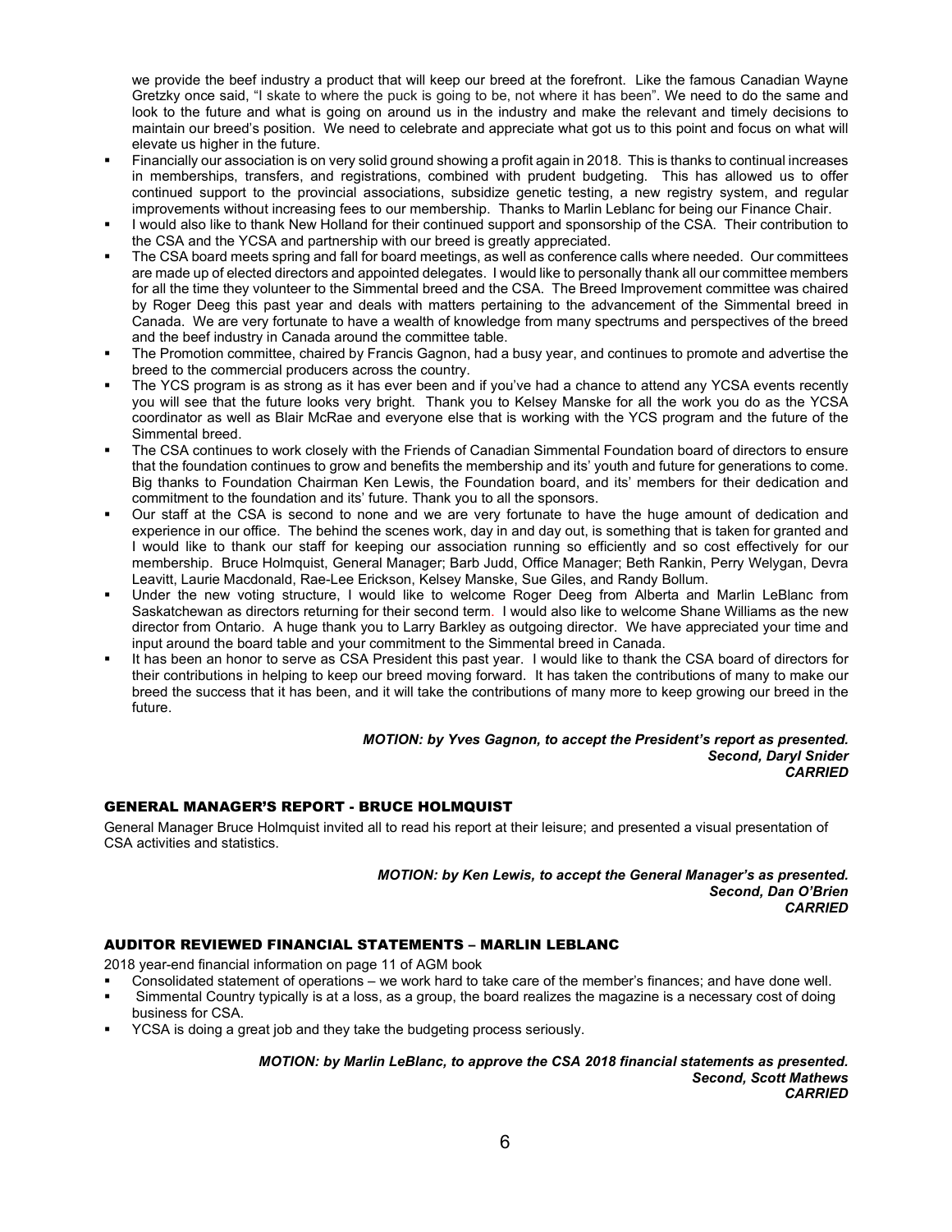we provide the beef industry a product that will keep our breed at the forefront. Like the famous Canadian Wayne Gretzky once said, "I skate to where the puck is going to be, not where it has been". We need to do the same and look to the future and what is going on around us in the industry and make the relevant and timely decisions to maintain our breed's position. We need to celebrate and appreciate what got us to this point and focus on what will elevate us higher in the future.

- Financially our association is on very solid ground showing a profit again in 2018. This is thanks to continual increases in memberships, transfers, and registrations, combined with prudent budgeting. This has allowed us to offer continued support to the provincial associations, subsidize genetic testing, a new registry system, and regular improvements without increasing fees to our membership. Thanks to Marlin Leblanc for being our Finance Chair.
- I would also like to thank New Holland for their continued support and sponsorship of the CSA. Their contribution to the CSA and the YCSA and partnership with our breed is greatly appreciated.
- The CSA board meets spring and fall for board meetings, as well as conference calls where needed. Our committees are made up of elected directors and appointed delegates. I would like to personally thank all our committee members for all the time they volunteer to the Simmental breed and the CSA. The Breed Improvement committee was chaired by Roger Deeg this past year and deals with matters pertaining to the advancement of the Simmental breed in Canada. We are very fortunate to have a wealth of knowledge from many spectrums and perspectives of the breed and the beef industry in Canada around the committee table.
- The Promotion committee, chaired by Francis Gagnon, had a busy year, and continues to promote and advertise the breed to the commercial producers across the country.
- The YCS program is as strong as it has ever been and if you've had a chance to attend any YCSA events recently you will see that the future looks very bright. Thank you to Kelsey Manske for all the work you do as the YCSA coordinator as well as Blair McRae and everyone else that is working with the YCS program and the future of the Simmental breed.
- The CSA continues to work closely with the Friends of Canadian Simmental Foundation board of directors to ensure that the foundation continues to grow and benefits the membership and its' youth and future for generations to come. Big thanks to Foundation Chairman Ken Lewis, the Foundation board, and its' members for their dedication and commitment to the foundation and its' future. Thank you to all the sponsors.
- Our staff at the CSA is second to none and we are very fortunate to have the huge amount of dedication and experience in our office. The behind the scenes work, day in and day out, is something that is taken for granted and I would like to thank our staff for keeping our association running so efficiently and so cost effectively for our membership. Bruce Holmquist, General Manager; Barb Judd, Office Manager; Beth Rankin, Perry Welygan, Devra Leavitt, Laurie Macdonald, Rae-Lee Erickson, Kelsey Manske, Sue Giles, and Randy Bollum.
- Under the new voting structure, I would like to welcome Roger Deeg from Alberta and Marlin LeBlanc from Saskatchewan as directors returning for their second term. I would also like to welcome Shane Williams as the new director from Ontario. A huge thank you to Larry Barkley as outgoing director. We have appreciated your time and input around the board table and your commitment to the Simmental breed in Canada.
- It has been an honor to serve as CSA President this past year. I would like to thank the CSA board of directors for their contributions in helping to keep our breed moving forward. It has taken the contributions of many to make our breed the success that it has been, and it will take the contributions of many more to keep growing our breed in the future.

***MOTION: by Yves Gagnon, to accept the President's report as presented.***
***Second, Daryl Snider***
***CARRIED***

## GENERAL MANAGER'S REPORT - BRUCE HOLMQUIST

General Manager Bruce Holmquist invited all to read his report at their leisure; and presented a visual presentation of CSA activities and statistics.

***MOTION: by Ken Lewis, to accept the General Manager's as presented.***
***Second, Dan O'Brien***
***CARRIED***

## AUDITOR REVIEWED FINANCIAL STATEMENTS – MARLIN LEBLANC

2018 year-end financial information on page 11 of AGM book

- Consolidated statement of operations – we work hard to take care of the member's finances; and have done well.
- Simmental Country typically is at a loss, as a group, the board realizes the magazine is a necessary cost of doing business for CSA.
- YCSA is doing a great job and they take the budgeting process seriously.

***MOTION: by Marlin LeBlanc, to approve the CSA 2018 financial statements as presented.***
***Second, Scott Mathews***
***CARRIED***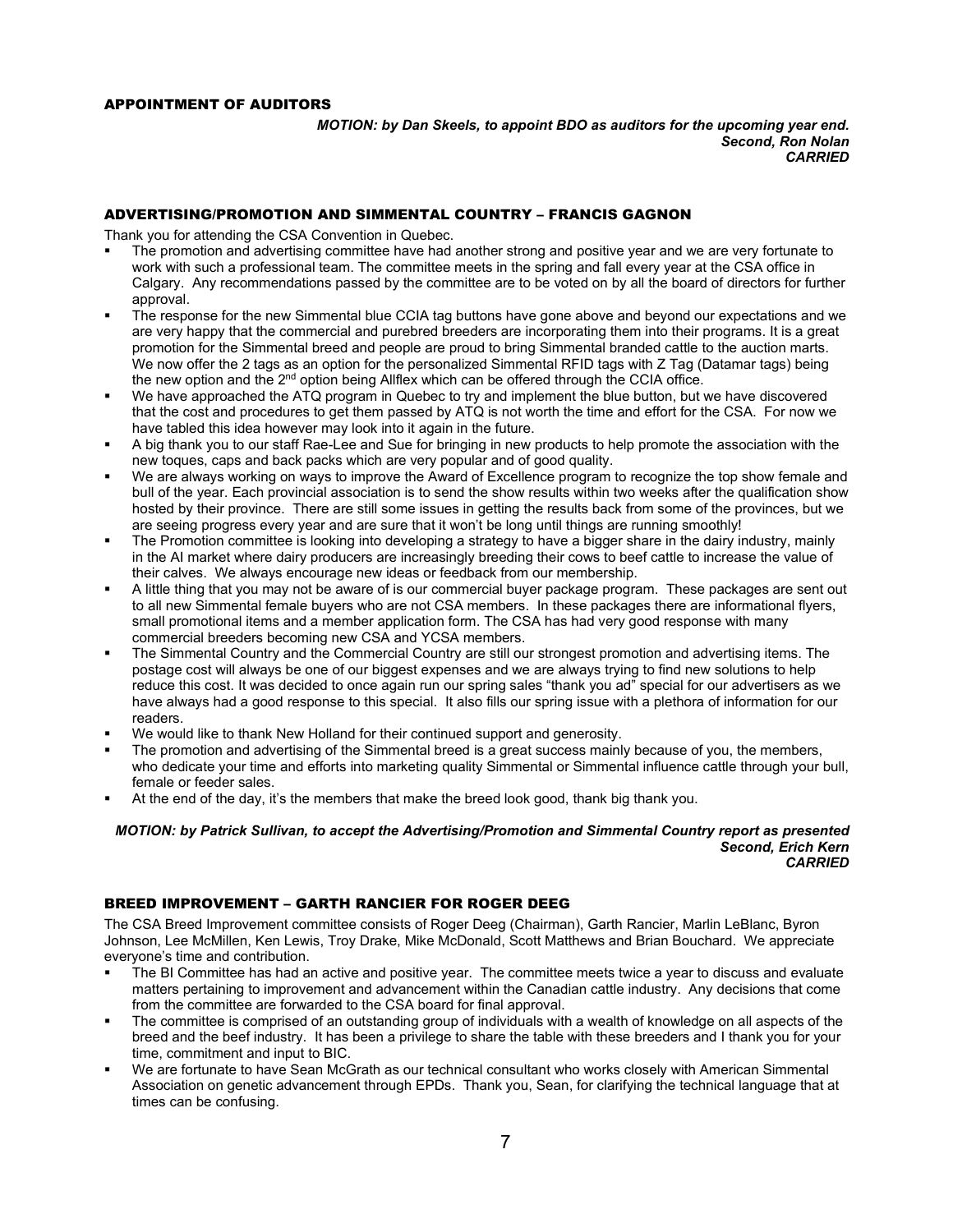## APPOINTMENT OF AUDITORS

***MOTION: by Dan Skeels, to appoint BDO as auditors for the upcoming year end.***
***Second, Ron Nolan***
***CARRIED***

## ADVERTISING/PROMOTION AND SIMMENTAL COUNTRY – FRANCIS GAGNON

Thank you for attending the CSA Convention in Quebec.

- The promotion and advertising committee have had another strong and positive year and we are very fortunate to work with such a professional team. The committee meets in the spring and fall every year at the CSA office in Calgary. Any recommendations passed by the committee are to be voted on by all the board of directors for further approval.
- The response for the new Simmental blue CCIA tag buttons have gone above and beyond our expectations and we are very happy that the commercial and purebred breeders are incorporating them into their programs. It is a great promotion for the Simmental breed and people are proud to bring Simmental branded cattle to the auction marts. We now offer the 2 tags as an option for the personalized Simmental RFID tags with Z Tag (Datamar tags) being the new option and the 2nd option being Allflex which can be offered through the CCIA office.
- We have approached the ATQ program in Quebec to try and implement the blue button, but we have discovered that the cost and procedures to get them passed by ATQ is not worth the time and effort for the CSA. For now we have tabled this idea however may look into it again in the future.
- A big thank you to our staff Rae-Lee and Sue for bringing in new products to help promote the association with the new toques, caps and back packs which are very popular and of good quality.
- We are always working on ways to improve the Award of Excellence program to recognize the top show female and bull of the year. Each provincial association is to send the show results within two weeks after the qualification show hosted by their province. There are still some issues in getting the results back from some of the provinces, but we are seeing progress every year and are sure that it won't be long until things are running smoothly!
- The Promotion committee is looking into developing a strategy to have a bigger share in the dairy industry, mainly in the AI market where dairy producers are increasingly breeding their cows to beef cattle to increase the value of their calves. We always encourage new ideas or feedback from our membership.
- A little thing that you may not be aware of is our commercial buyer package program. These packages are sent out to all new Simmental female buyers who are not CSA members. In these packages there are informational flyers, small promotional items and a member application form. The CSA has had very good response with many commercial breeders becoming new CSA and YCSA members.
- The Simmental Country and the Commercial Country are still our strongest promotion and advertising items. The postage cost will always be one of our biggest expenses and we are always trying to find new solutions to help reduce this cost. It was decided to once again run our spring sales "thank you ad" special for our advertisers as we have always had a good response to this special. It also fills our spring issue with a plethora of information for our readers.
- We would like to thank New Holland for their continued support and generosity.
- The promotion and advertising of the Simmental breed is a great success mainly because of you, the members, who dedicate your time and efforts into marketing quality Simmental or Simmental influence cattle through your bull, female or feeder sales.
- At the end of the day, it's the members that make the breed look good, thank big thank you.

***MOTION: by Patrick Sullivan, to accept the Advertising/Promotion and Simmental Country report as presented***
***Second, Erich Kern***
***CARRIED***

## BREED IMPROVEMENT – GARTH RANCIER FOR ROGER DEEG

The CSA Breed Improvement committee consists of Roger Deeg (Chairman), Garth Rancier, Marlin LeBlanc, Byron Johnson, Lee McMillen, Ken Lewis, Troy Drake, Mike McDonald, Scott Matthews and Brian Bouchard. We appreciate everyone's time and contribution.

- The BI Committee has had an active and positive year. The committee meets twice a year to discuss and evaluate matters pertaining to improvement and advancement within the Canadian cattle industry. Any decisions that come from the committee are forwarded to the CSA board for final approval.
- The committee is comprised of an outstanding group of individuals with a wealth of knowledge on all aspects of the breed and the beef industry. It has been a privilege to share the table with these breeders and I thank you for your time, commitment and input to BIC.
- We are fortunate to have Sean McGrath as our technical consultant who works closely with American Simmental Association on genetic advancement through EPDs. Thank you, Sean, for clarifying the technical language that at times can be confusing.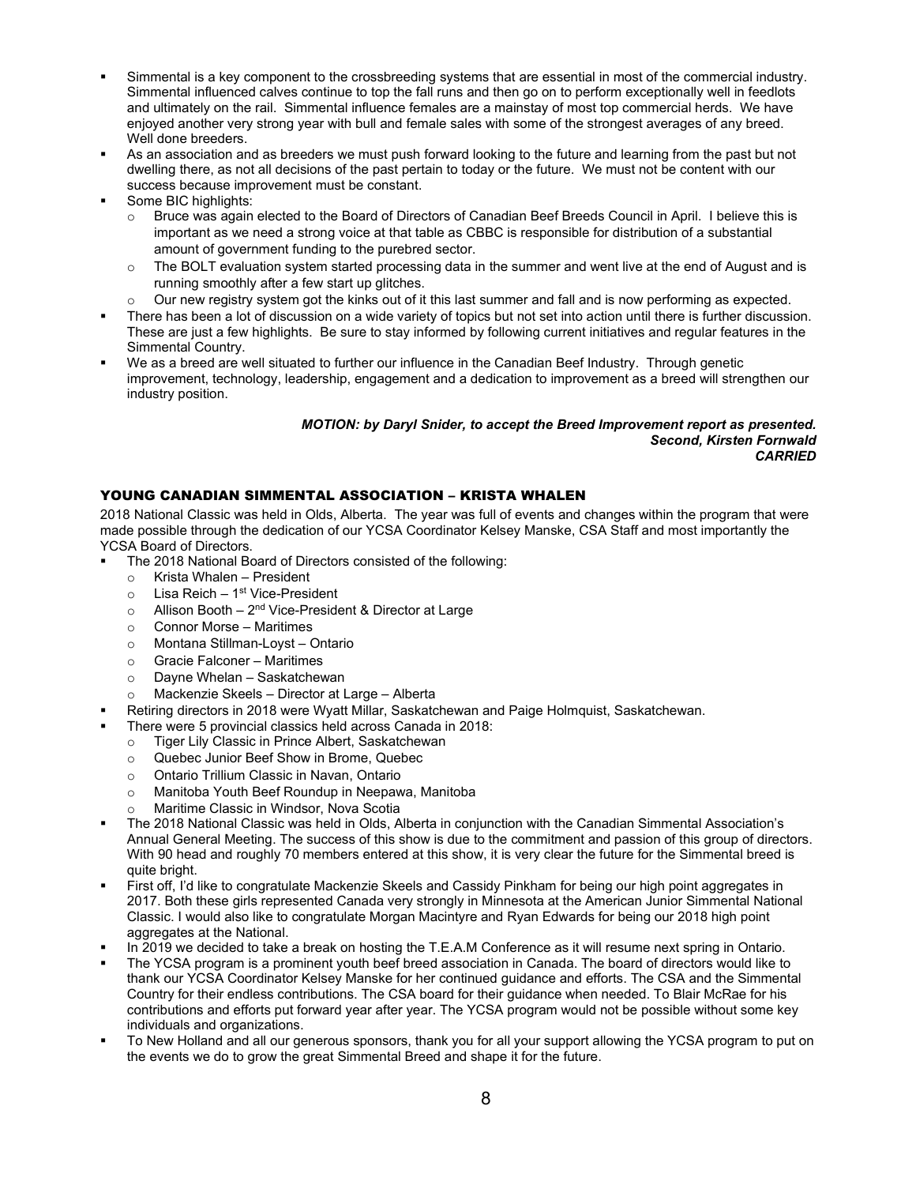- Simmental is a key component to the crossbreeding systems that are essential in most of the commercial industry. Simmental influenced calves continue to top the fall runs and then go on to perform exceptionally well in feedlots and ultimately on the rail. Simmental influence females are a mainstay of most top commercial herds. We have enjoyed another very strong year with bull and female sales with some of the strongest averages of any breed. Well done breeders.
- As an association and as breeders we must push forward looking to the future and learning from the past but not dwelling there, as not all decisions of the past pertain to today or the future. We must not be content with our success because improvement must be constant.
- Some BIC highlights:
  - Bruce was again elected to the Board of Directors of Canadian Beef Breeds Council in April. I believe this is important as we need a strong voice at that table as CBBC is responsible for distribution of a substantial amount of government funding to the purebred sector.
  - The BOLT evaluation system started processing data in the summer and went live at the end of August and is running smoothly after a few start up glitches.
  - Our new registry system got the kinks out of it this last summer and fall and is now performing as expected.
- There has been a lot of discussion on a wide variety of topics but not set into action until there is further discussion. These are just a few highlights. Be sure to stay informed by following current initiatives and regular features in the Simmental Country.
- We as a breed are well situated to further our influence in the Canadian Beef Industry. Through genetic improvement, technology, leadership, engagement and a dedication to improvement as a breed will strengthen our industry position.

***MOTION: by Daryl Snider, to accept the Breed Improvement report as presented.***
***Second, Kirsten Fornwald***
***CARRIED***

## YOUNG CANADIAN SIMMENTAL ASSOCIATION – KRISTA WHALEN

2018 National Classic was held in Olds, Alberta. The year was full of events and changes within the program that were made possible through the dedication of our YCSA Coordinator Kelsey Manske, CSA Staff and most importantly the YCSA Board of Directors.

- The 2018 National Board of Directors consisted of the following:
  - Krista Whalen – President
  - Lisa Reich – 1st Vice-President
  - Allison Booth – 2nd Vice-President & Director at Large
  - Connor Morse – Maritimes
  - Montana Stillman-Loyst – Ontario
  - Gracie Falconer – Maritimes
  - Dayne Whelan – Saskatchewan
  - Mackenzie Skeels – Director at Large – Alberta
- Retiring directors in 2018 were Wyatt Millar, Saskatchewan and Paige Holmquist, Saskatchewan.
- There were 5 provincial classics held across Canada in 2018:
  - Tiger Lily Classic in Prince Albert, Saskatchewan
  - Quebec Junior Beef Show in Brome, Quebec
  - Ontario Trillium Classic in Navan, Ontario
  - Manitoba Youth Beef Roundup in Neepawa, Manitoba
  - Maritime Classic in Windsor, Nova Scotia
- The 2018 National Classic was held in Olds, Alberta in conjunction with the Canadian Simmental Association's Annual General Meeting. The success of this show is due to the commitment and passion of this group of directors. With 90 head and roughly 70 members entered at this show, it is very clear the future for the Simmental breed is quite bright.
- First off, I'd like to congratulate Mackenzie Skeels and Cassidy Pinkham for being our high point aggregates in 2017. Both these girls represented Canada very strongly in Minnesota at the American Junior Simmental National Classic. I would also like to congratulate Morgan Macintyre and Ryan Edwards for being our 2018 high point aggregates at the National.
- In 2019 we decided to take a break on hosting the T.E.A.M Conference as it will resume next spring in Ontario.
- The YCSA program is a prominent youth beef breed association in Canada. The board of directors would like to thank our YCSA Coordinator Kelsey Manske for her continued guidance and efforts. The CSA and the Simmental Country for their endless contributions. The CSA board for their guidance when needed. To Blair McRae for his contributions and efforts put forward year after year. The YCSA program would not be possible without some key individuals and organizations.
- To New Holland and all our generous sponsors, thank you for all your support allowing the YCSA program to put on the events we do to grow the great Simmental Breed and shape it for the future.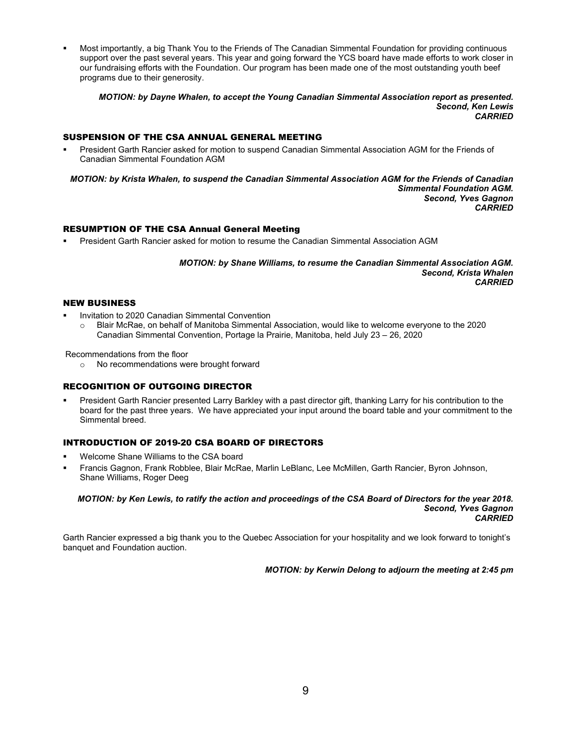- Most importantly, a big Thank You to the Friends of The Canadian Simmental Foundation for providing continuous support over the past several years. This year and going forward the YCS board have made efforts to work closer in our fundraising efforts with the Foundation. Our program has been made one of the most outstanding youth beef programs due to their generosity.

***MOTION: by Dayne Whalen, to accept the Young Canadian Simmental Association report as presented.***
***Second, Ken Lewis***
***CARRIED***

## SUSPENSION OF THE CSA ANNUAL GENERAL MEETING

- President Garth Rancier asked for motion to suspend Canadian Simmental Association AGM for the Friends of Canadian Simmental Foundation AGM

***MOTION: by Krista Whalen, to suspend the Canadian Simmental Association AGM for the Friends of Canadian Simmental Foundation AGM.***
***Second, Yves Gagnon***
***CARRIED***

## RESUMPTION OF THE CSA Annual General Meeting

- President Garth Rancier asked for motion to resume the Canadian Simmental Association AGM

***MOTION: by Shane Williams, to resume the Canadian Simmental Association AGM.***
***Second, Krista Whalen***
***CARRIED***

## NEW BUSINESS

- Invitation to 2020 Canadian Simmental Convention
  - Blair McRae, on behalf of Manitoba Simmental Association, would like to welcome everyone to the 2020 Canadian Simmental Convention, Portage la Prairie, Manitoba, held July 23 – 26, 2020

Recommendations from the floor

- No recommendations were brought forward

## RECOGNITION OF OUTGOING DIRECTOR

- President Garth Rancier presented Larry Barkley with a past director gift, thanking Larry for his contribution to the board for the past three years. We have appreciated your input around the board table and your commitment to the Simmental breed.

## INTRODUCTION OF 2019-20 CSA BOARD OF DIRECTORS

- Welcome Shane Williams to the CSA board
- Francis Gagnon, Frank Robblee, Blair McRae, Marlin LeBlanc, Lee McMillen, Garth Rancier, Byron Johnson, Shane Williams, Roger Deeg

***MOTION: by Ken Lewis, to ratify the action and proceedings of the CSA Board of Directors for the year 2018.***
***Second, Yves Gagnon***
***CARRIED***

Garth Rancier expressed a big thank you to the Quebec Association for your hospitality and we look forward to tonight's banquet and Foundation auction.

***MOTION: by Kerwin Delong to adjourn the meeting at 2:45 pm***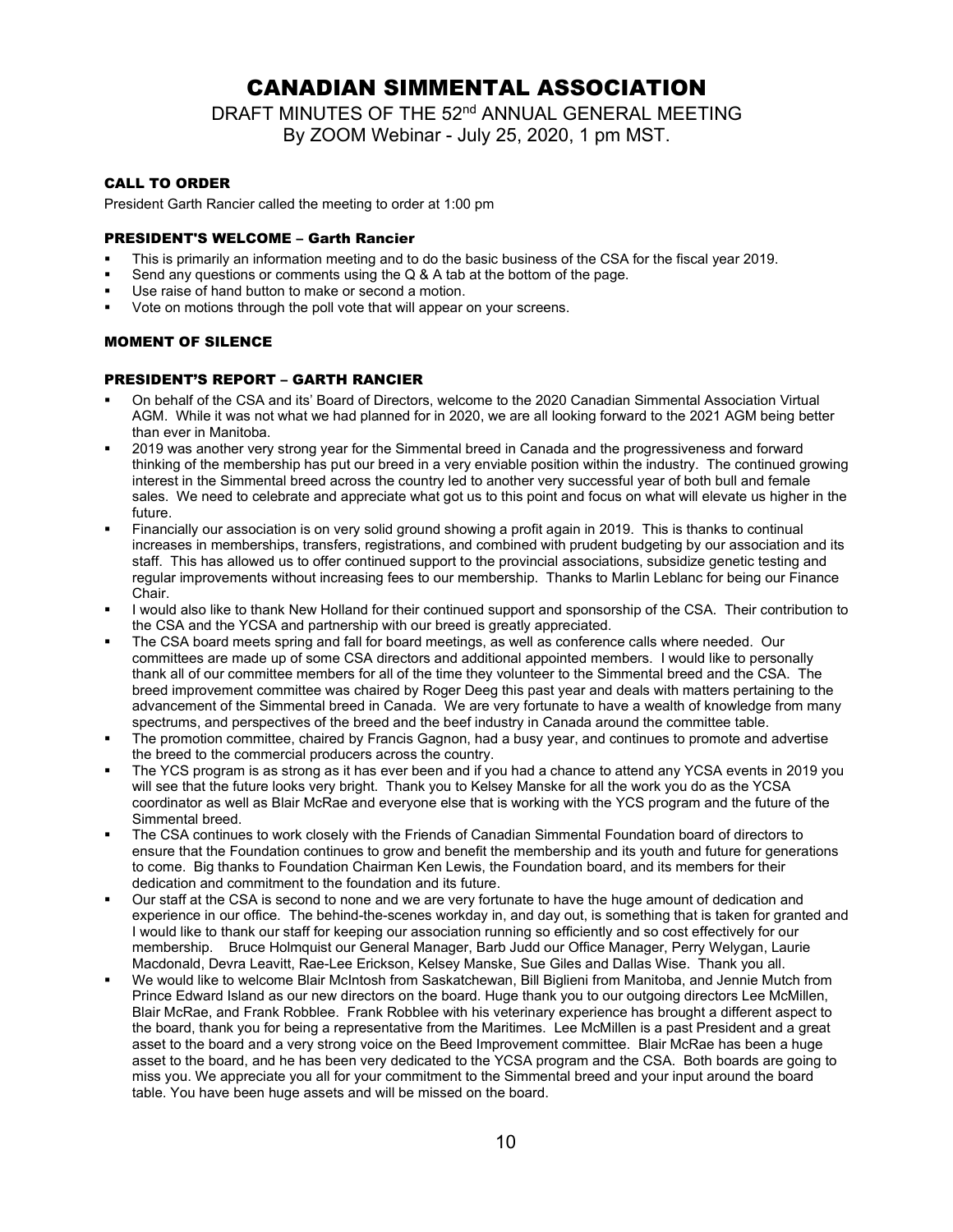# CANADIAN SIMMENTAL ASSOCIATION

DRAFT MINUTES OF THE 52nd ANNUAL GENERAL MEETING
By ZOOM Webinar - July 25, 2020, 1 pm MST.

### CALL TO ORDER

President Garth Rancier called the meeting to order at 1:00 pm

### PRESIDENT'S WELCOME – Garth Rancier

- This is primarily an information meeting and to do the basic business of the CSA for the fiscal year 2019.
- Send any questions or comments using the Q & A tab at the bottom of the page.
- Use raise of hand button to make or second a motion.
- Vote on motions through the poll vote that will appear on your screens.

### MOMENT OF SILENCE

### PRESIDENT'S REPORT – GARTH RANCIER

- On behalf of the CSA and its' Board of Directors, welcome to the 2020 Canadian Simmental Association Virtual AGM. While it was not what we had planned for in 2020, we are all looking forward to the 2021 AGM being better than ever in Manitoba.
- 2019 was another very strong year for the Simmental breed in Canada and the progressiveness and forward thinking of the membership has put our breed in a very enviable position within the industry. The continued growing interest in the Simmental breed across the country led to another very successful year of both bull and female sales. We need to celebrate and appreciate what got us to this point and focus on what will elevate us higher in the future.
- Financially our association is on very solid ground showing a profit again in 2019. This is thanks to continual increases in memberships, transfers, registrations, and combined with prudent budgeting by our association and its staff. This has allowed us to offer continued support to the provincial associations, subsidize genetic testing and regular improvements without increasing fees to our membership. Thanks to Marlin Leblanc for being our Finance Chair.
- I would also like to thank New Holland for their continued support and sponsorship of the CSA. Their contribution to the CSA and the YCSA and partnership with our breed is greatly appreciated.
- The CSA board meets spring and fall for board meetings, as well as conference calls where needed. Our committees are made up of some CSA directors and additional appointed members. I would like to personally thank all of our committee members for all of the time they volunteer to the Simmental breed and the CSA. The breed improvement committee was chaired by Roger Deeg this past year and deals with matters pertaining to the advancement of the Simmental breed in Canada. We are very fortunate to have a wealth of knowledge from many spectrums, and perspectives of the breed and the beef industry in Canada around the committee table.
- The promotion committee, chaired by Francis Gagnon, had a busy year, and continues to promote and advertise the breed to the commercial producers across the country.
- The YCS program is as strong as it has ever been and if you had a chance to attend any YCSA events in 2019 you will see that the future looks very bright. Thank you to Kelsey Manske for all the work you do as the YCSA coordinator as well as Blair McRae and everyone else that is working with the YCS program and the future of the Simmental breed.
- The CSA continues to work closely with the Friends of Canadian Simmental Foundation board of directors to ensure that the Foundation continues to grow and benefit the membership and its youth and future for generations to come. Big thanks to Foundation Chairman Ken Lewis, the Foundation board, and its members for their dedication and commitment to the foundation and its future.
- Our staff at the CSA is second to none and we are very fortunate to have the huge amount of dedication and experience in our office. The behind-the-scenes workday in, and day out, is something that is taken for granted and I would like to thank our staff for keeping our association running so efficiently and so cost effectively for our membership. Bruce Holmquist our General Manager, Barb Judd our Office Manager, Perry Welygan, Laurie Macdonald, Devra Leavitt, Rae-Lee Erickson, Kelsey Manske, Sue Giles and Dallas Wise. Thank you all.
- We would like to welcome Blair McIntosh from Saskatchewan, Bill Biglieni from Manitoba, and Jennie Mutch from Prince Edward Island as our new directors on the board. Huge thank you to our outgoing directors Lee McMillen, Blair McRae, and Frank Robblee. Frank Robblee with his veterinary experience has brought a different aspect to the board, thank you for being a representative from the Maritimes. Lee McMillen is a past President and a great asset to the board and a very strong voice on the Beed Improvement committee. Blair McRae has been a huge asset to the board, and he has been very dedicated to the YCSA program and the CSA. Both boards are going to miss you. We appreciate you all for your commitment to the Simmental breed and your input around the board table. You have been huge assets and will be missed on the board.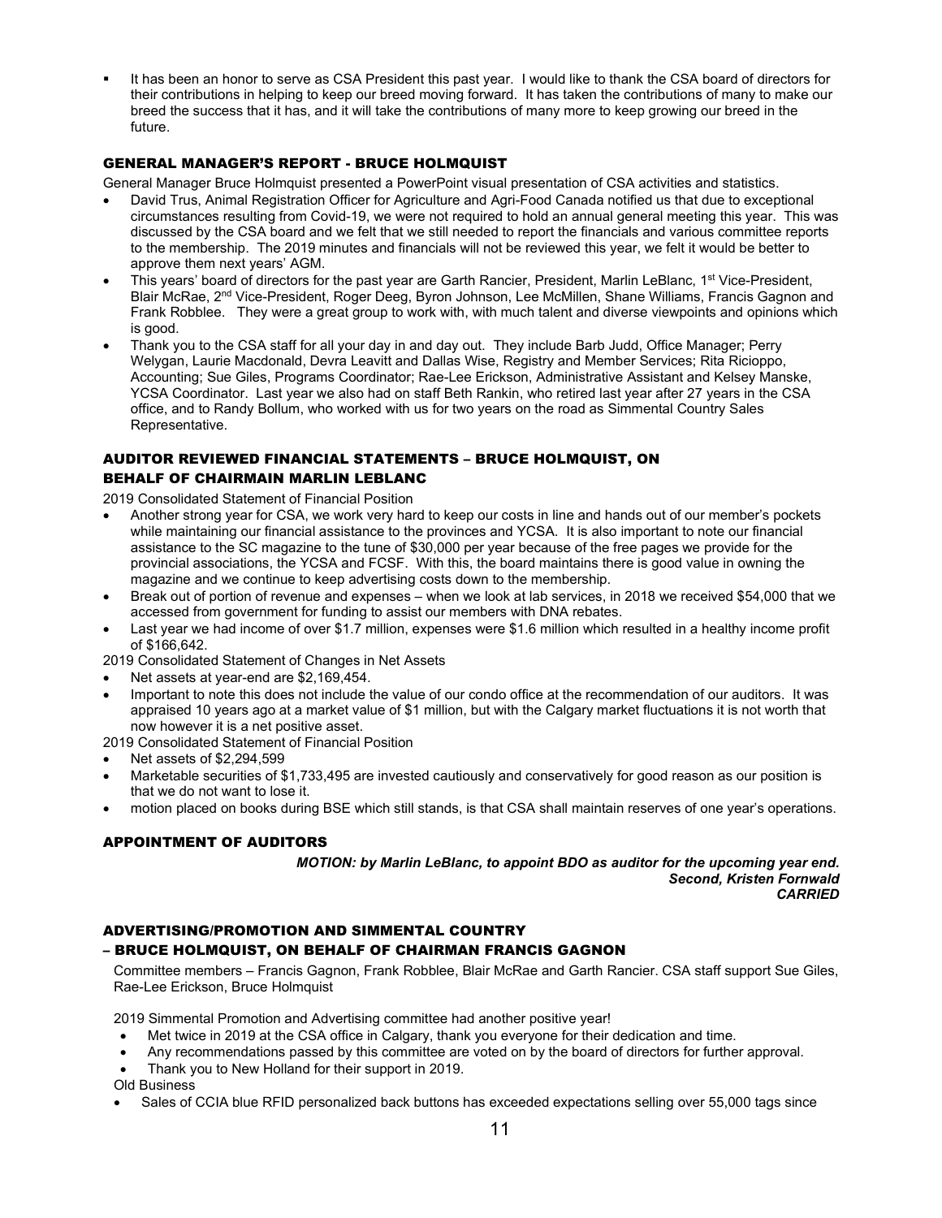- It has been an honor to serve as CSA President this past year. I would like to thank the CSA board of directors for their contributions in helping to keep our breed moving forward. It has taken the contributions of many to make our breed the success that it has, and it will take the contributions of many more to keep growing our breed in the future.

## GENERAL MANAGER'S REPORT - BRUCE HOLMQUIST

General Manager Bruce Holmquist presented a PowerPoint visual presentation of CSA activities and statistics.

- David Trus, Animal Registration Officer for Agriculture and Agri-Food Canada notified us that due to exceptional circumstances resulting from Covid-19, we were not required to hold an annual general meeting this year. This was discussed by the CSA board and we felt that we still needed to report the financials and various committee reports to the membership. The 2019 minutes and financials will not be reviewed this year, we felt it would be better to approve them next years' AGM.
- This years' board of directors for the past year are Garth Rancier, President, Marlin LeBlanc, 1st Vice-President, Blair McRae, 2nd Vice-President, Roger Deeg, Byron Johnson, Lee McMillen, Shane Williams, Francis Gagnon and Frank Robblee. They were a great group to work with, with much talent and diverse viewpoints and opinions which is good.
- Thank you to the CSA staff for all your day in and day out. They include Barb Judd, Office Manager; Perry Welygan, Laurie Macdonald, Devra Leavitt and Dallas Wise, Registry and Member Services; Rita Ricioppo, Accounting; Sue Giles, Programs Coordinator; Rae-Lee Erickson, Administrative Assistant and Kelsey Manske, YCSA Coordinator. Last year we also had on staff Beth Rankin, who retired last year after 27 years in the CSA office, and to Randy Bollum, who worked with us for two years on the road as Simmental Country Sales Representative.

## AUDITOR REVIEWED FINANCIAL STATEMENTS – BRUCE HOLMQUIST, ON BEHALF OF CHAIRMAIN MARLIN LEBLANC

2019 Consolidated Statement of Financial Position

- Another strong year for CSA, we work very hard to keep our costs in line and hands out of our member's pockets while maintaining our financial assistance to the provinces and YCSA. It is also important to note our financial assistance to the SC magazine to the tune of $30,000 per year because of the free pages we provide for the provincial associations, the YCSA and FCSF. With this, the board maintains there is good value in owning the magazine and we continue to keep advertising costs down to the membership.
- Break out of portion of revenue and expenses – when we look at lab services, in 2018 we received $54,000 that we accessed from government for funding to assist our members with DNA rebates.
- Last year we had income of over $1.7 million, expenses were $1.6 million which resulted in a healthy income profit of $166,642.

2019 Consolidated Statement of Changes in Net Assets

- Net assets at year-end are $2,169,454.
- Important to note this does not include the value of our condo office at the recommendation of our auditors. It was appraised 10 years ago at a market value of $1 million, but with the Calgary market fluctuations it is not worth that now however it is a net positive asset.

2019 Consolidated Statement of Financial Position

- Net assets of $2,294,599
- Marketable securities of $1,733,495 are invested cautiously and conservatively for good reason as our position is that we do not want to lose it.
- motion placed on books during BSE which still stands, is that CSA shall maintain reserves of one year's operations.

## APPOINTMENT OF AUDITORS

***MOTION: by Marlin LeBlanc, to appoint BDO as auditor for the upcoming year end.***
***Second, Kristen Fornwald***
***CARRIED***

## ADVERTISING/PROMOTION AND SIMMENTAL COUNTRY – BRUCE HOLMQUIST, ON BEHALF OF CHAIRMAN FRANCIS GAGNON

Committee members – Francis Gagnon, Frank Robblee, Blair McRae and Garth Rancier. CSA staff support Sue Giles, Rae-Lee Erickson, Bruce Holmquist

2019 Simmental Promotion and Advertising committee had another positive year!

- Met twice in 2019 at the CSA office in Calgary, thank you everyone for their dedication and time.
- Any recommendations passed by this committee are voted on by the board of directors for further approval.
- Thank you to New Holland for their support in 2019.

Old Business

- Sales of CCIA blue RFID personalized back buttons has exceeded expectations selling over 55,000 tags since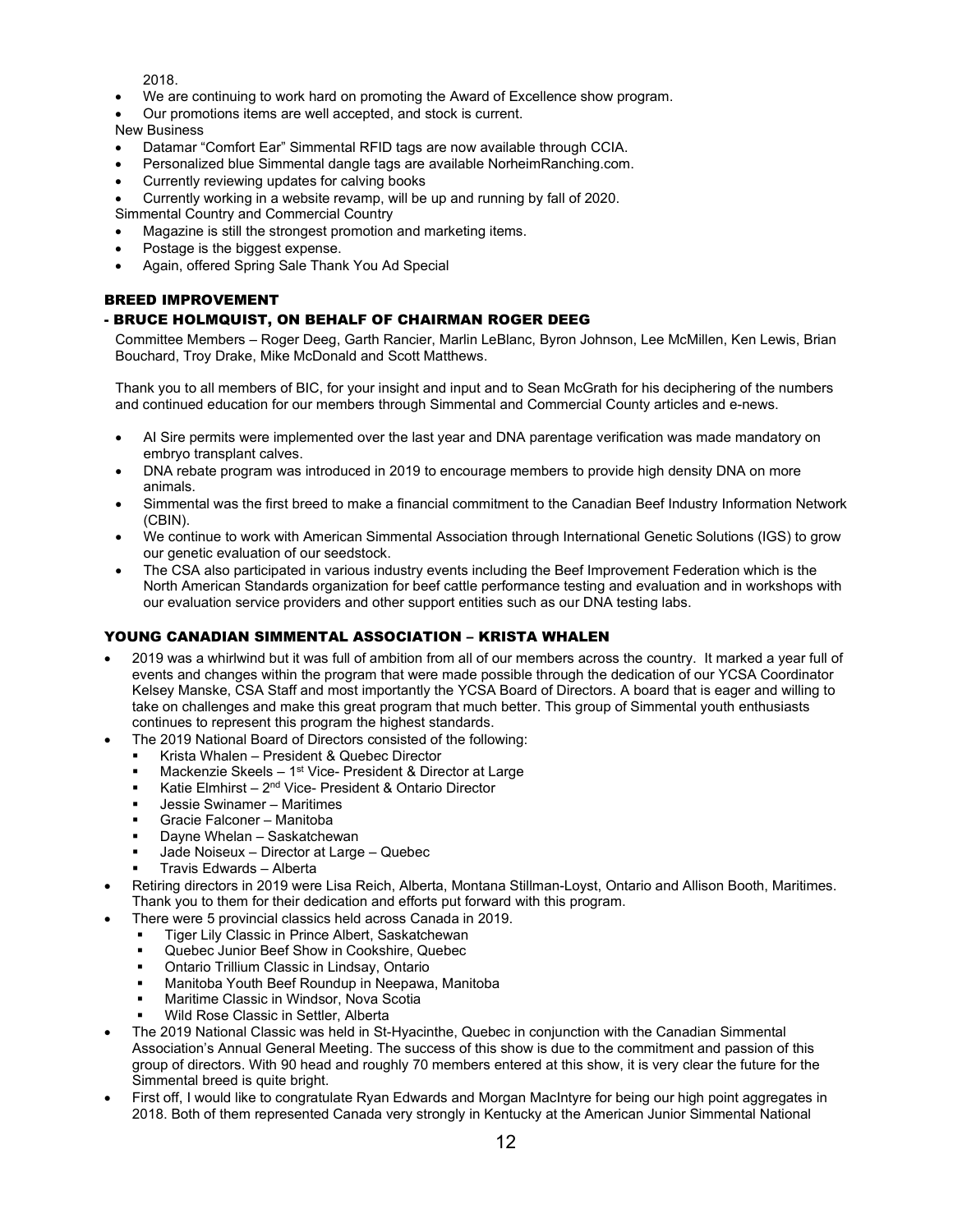2018.

- We are continuing to work hard on promoting the Award of Excellence show program.
- Our promotions items are well accepted, and stock is current.

New Business

- Datamar "Comfort Ear" Simmental RFID tags are now available through CCIA.
- Personalized blue Simmental dangle tags are available NorheimRanching.com.
- Currently reviewing updates for calving books
- Currently working in a website revamp, will be up and running by fall of 2020.

Simmental Country and Commercial Country

- Magazine is still the strongest promotion and marketing items.
- Postage is the biggest expense.
- Again, offered Spring Sale Thank You Ad Special

## BREED IMPROVEMENT

### - BRUCE HOLMQUIST, ON BEHALF OF CHAIRMAN ROGER DEEG

Committee Members – Roger Deeg, Garth Rancier, Marlin LeBlanc, Byron Johnson, Lee McMillen, Ken Lewis, Brian Bouchard, Troy Drake, Mike McDonald and Scott Matthews.

Thank you to all members of BIC, for your insight and input and to Sean McGrath for his deciphering of the numbers and continued education for our members through Simmental and Commercial County articles and e-news.

- AI Sire permits were implemented over the last year and DNA parentage verification was made mandatory on embryo transplant calves.
- DNA rebate program was introduced in 2019 to encourage members to provide high density DNA on more animals.
- Simmental was the first breed to make a financial commitment to the Canadian Beef Industry Information Network (CBIN).
- We continue to work with American Simmental Association through International Genetic Solutions (IGS) to grow our genetic evaluation of our seedstock.
- The CSA also participated in various industry events including the Beef Improvement Federation which is the North American Standards organization for beef cattle performance testing and evaluation and in workshops with our evaluation service providers and other support entities such as our DNA testing labs.

## YOUNG CANADIAN SIMMENTAL ASSOCIATION – KRISTA WHALEN

- 2019 was a whirlwind but it was full of ambition from all of our members across the country. It marked a year full of events and changes within the program that were made possible through the dedication of our YCSA Coordinator Kelsey Manske, CSA Staff and most importantly the YCSA Board of Directors. A board that is eager and willing to take on challenges and make this great program that much better. This group of Simmental youth enthusiasts continues to represent this program the highest standards.
- The 2019 National Board of Directors consisted of the following:
  - Krista Whalen – President & Quebec Director
  - Mackenzie Skeels – 1st Vice- President & Director at Large
  - Katie Elmhirst – 2nd Vice- President & Ontario Director
  - Jessie Swinamer – Maritimes
  - Gracie Falconer – Manitoba
  - Dayne Whelan – Saskatchewan
  - Jade Noiseux – Director at Large – Quebec
  - Travis Edwards – Alberta
- Retiring directors in 2019 were Lisa Reich, Alberta, Montana Stillman-Loyst, Ontario and Allison Booth, Maritimes. Thank you to them for their dedication and efforts put forward with this program.
- There were 5 provincial classics held across Canada in 2019.
  - Tiger Lily Classic in Prince Albert, Saskatchewan
  - Quebec Junior Beef Show in Cookshire, Quebec
  - Ontario Trillium Classic in Lindsay, Ontario
  - Manitoba Youth Beef Roundup in Neepawa, Manitoba
  - Maritime Classic in Windsor, Nova Scotia
  - Wild Rose Classic in Settler, Alberta
- The 2019 National Classic was held in St-Hyacinthe, Quebec in conjunction with the Canadian Simmental Association's Annual General Meeting. The success of this show is due to the commitment and passion of this group of directors. With 90 head and roughly 70 members entered at this show, it is very clear the future for the Simmental breed is quite bright.
- First off, I would like to congratulate Ryan Edwards and Morgan MacIntyre for being our high point aggregates in 2018. Both of them represented Canada very strongly in Kentucky at the American Junior Simmental National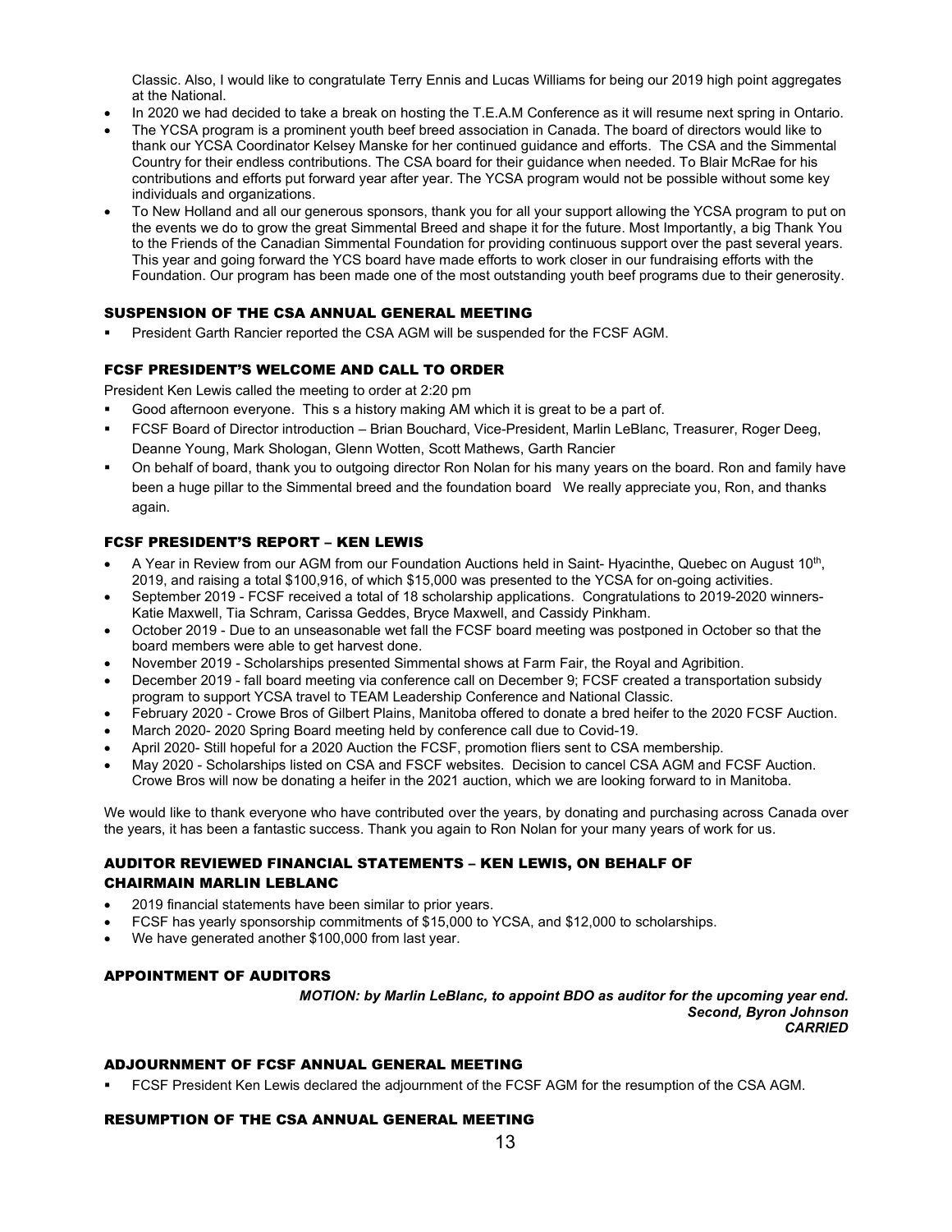Classic. Also, I would like to congratulate Terry Ennis and Lucas Williams for being our 2019 high point aggregates at the National.

- In 2020 we had decided to take a break on hosting the T.E.A.M Conference as it will resume next spring in Ontario.
- The YCSA program is a prominent youth beef breed association in Canada. The board of directors would like to thank our YCSA Coordinator Kelsey Manske for her continued guidance and efforts. The CSA and the Simmental Country for their endless contributions. The CSA board for their guidance when needed. To Blair McRae for his contributions and efforts put forward year after year. The YCSA program would not be possible without some key individuals and organizations.
- To New Holland and all our generous sponsors, thank you for all your support allowing the YCSA program to put on the events we do to grow the great Simmental Breed and shape it for the future. Most Importantly, a big Thank You to the Friends of the Canadian Simmental Foundation for providing continuous support over the past several years. This year and going forward the YCS board have made efforts to work closer in our fundraising efforts with the Foundation. Our program has been made one of the most outstanding youth beef programs due to their generosity.

## SUSPENSION OF THE CSA ANNUAL GENERAL MEETING

- President Garth Rancier reported the CSA AGM will be suspended for the FCSF AGM.

## FCSF PRESIDENT'S WELCOME AND CALL TO ORDER

President Ken Lewis called the meeting to order at 2:20 pm

- Good afternoon everyone. This s a history making AM which it is great to be a part of.
- FCSF Board of Director introduction – Brian Bouchard, Vice-President, Marlin LeBlanc, Treasurer, Roger Deeg, Deanne Young, Mark Shologan, Glenn Wotten, Scott Mathews, Garth Rancier
- On behalf of board, thank you to outgoing director Ron Nolan for his many years on the board. Ron and family have been a huge pillar to the Simmental breed and the foundation board We really appreciate you, Ron, and thanks again.

## FCSF PRESIDENT'S REPORT – KEN LEWIS

- A Year in Review from our AGM from our Foundation Auctions held in Saint- Hyacinthe, Quebec on August 10th, 2019, and raising a total $100,916, of which $15,000 was presented to the YCSA for on-going activities.
- September 2019 - FCSF received a total of 18 scholarship applications. Congratulations to 2019-2020 winners- Katie Maxwell, Tia Schram, Carissa Geddes, Bryce Maxwell, and Cassidy Pinkham.
- October 2019 - Due to an unseasonable wet fall the FCSF board meeting was postponed in October so that the board members were able to get harvest done.
- November 2019 - Scholarships presented Simmental shows at Farm Fair, the Royal and Agribition.
- December 2019 - fall board meeting via conference call on December 9; FCSF created a transportation subsidy program to support YCSA travel to TEAM Leadership Conference and National Classic.
- February 2020 - Crowe Bros of Gilbert Plains, Manitoba offered to donate a bred heifer to the 2020 FCSF Auction.
- March 2020- 2020 Spring Board meeting held by conference call due to Covid-19.
- April 2020- Still hopeful for a 2020 Auction the FCSF, promotion fliers sent to CSA membership.
- May 2020 - Scholarships listed on CSA and FSCF websites. Decision to cancel CSA AGM and FCSF Auction. Crowe Bros will now be donating a heifer in the 2021 auction, which we are looking forward to in Manitoba.

We would like to thank everyone who have contributed over the years, by donating and purchasing across Canada over the years, it has been a fantastic success. Thank you again to Ron Nolan for your many years of work for us.

## AUDITOR REVIEWED FINANCIAL STATEMENTS – KEN LEWIS, ON BEHALF OF CHAIRMAIN MARLIN LEBLANC

- 2019 financial statements have been similar to prior years.
- FCSF has yearly sponsorship commitments of $15,000 to YCSA, and $12,000 to scholarships.
- We have generated another $100,000 from last year.

## APPOINTMENT OF AUDITORS

***MOTION: by Marlin LeBlanc, to appoint BDO as auditor for the upcoming year end.***
***Second, Byron Johnson***
***CARRIED***

## ADJOURNMENT OF FCSF ANNUAL GENERAL MEETING

- FCSF President Ken Lewis declared the adjournment of the FCSF AGM for the resumption of the CSA AGM.

## RESUMPTION OF THE CSA ANNUAL GENERAL MEETING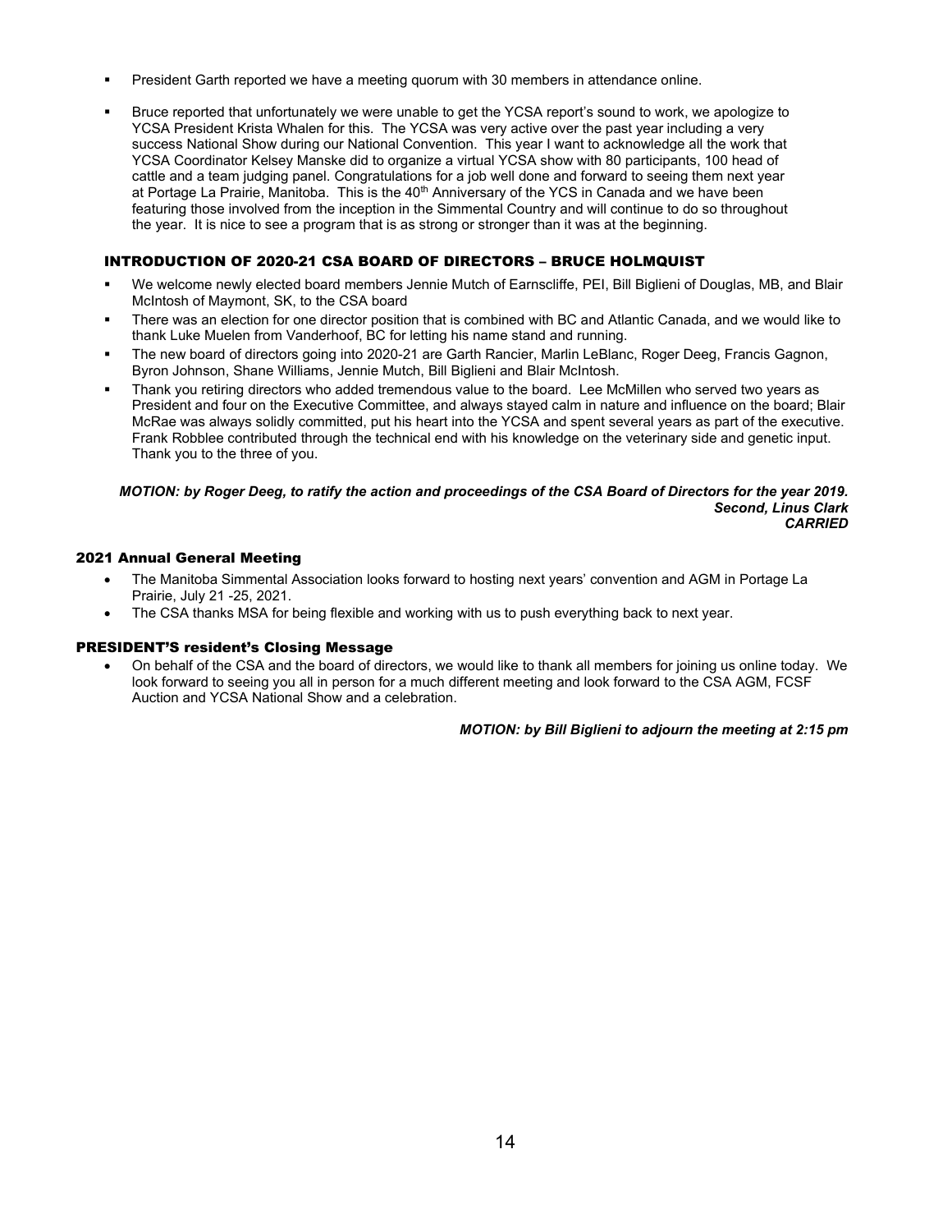- President Garth reported we have a meeting quorum with 30 members in attendance online.
- Bruce reported that unfortunately we were unable to get the YCSA report's sound to work, we apologize to YCSA President Krista Whalen for this. The YCSA was very active over the past year including a very success National Show during our National Convention. This year I want to acknowledge all the work that YCSA Coordinator Kelsey Manske did to organize a virtual YCSA show with 80 participants, 100 head of cattle and a team judging panel. Congratulations for a job well done and forward to seeing them next year at Portage La Prairie, Manitoba. This is the 40th Anniversary of the YCS in Canada and we have been featuring those involved from the inception in the Simmental Country and will continue to do so throughout the year. It is nice to see a program that is as strong or stronger than it was at the beginning.

### INTRODUCTION OF 2020-21 CSA BOARD OF DIRECTORS – BRUCE HOLMQUIST

- We welcome newly elected board members Jennie Mutch of Earnscliffe, PEI, Bill Biglieni of Douglas, MB, and Blair McIntosh of Maymont, SK, to the CSA board
- There was an election for one director position that is combined with BC and Atlantic Canada, and we would like to thank Luke Muelen from Vanderhoof, BC for letting his name stand and running.
- The new board of directors going into 2020-21 are Garth Rancier, Marlin LeBlanc, Roger Deeg, Francis Gagnon, Byron Johnson, Shane Williams, Jennie Mutch, Bill Biglieni and Blair McIntosh.
- Thank you retiring directors who added tremendous value to the board. Lee McMillen who served two years as President and four on the Executive Committee, and always stayed calm in nature and influence on the board; Blair McRae was always solidly committed, put his heart into the YCSA and spent several years as part of the executive. Frank Robblee contributed through the technical end with his knowledge on the veterinary side and genetic input. Thank you to the three of you.

***MOTION: by Roger Deeg, to ratify the action and proceedings of the CSA Board of Directors for the year 2019. Second, Linus Clark CARRIED***

### 2021 Annual General Meeting

- The Manitoba Simmental Association looks forward to hosting next years' convention and AGM in Portage La Prairie, July 21 -25, 2021.
- The CSA thanks MSA for being flexible and working with us to push everything back to next year.

### PRESIDENT'S resident's Closing Message

- On behalf of the CSA and the board of directors, we would like to thank all members for joining us online today. We look forward to seeing you all in person for a much different meeting and look forward to the CSA AGM, FCSF Auction and YCSA National Show and a celebration.

***MOTION: by Bill Biglieni to adjourn the meeting at 2:15 pm***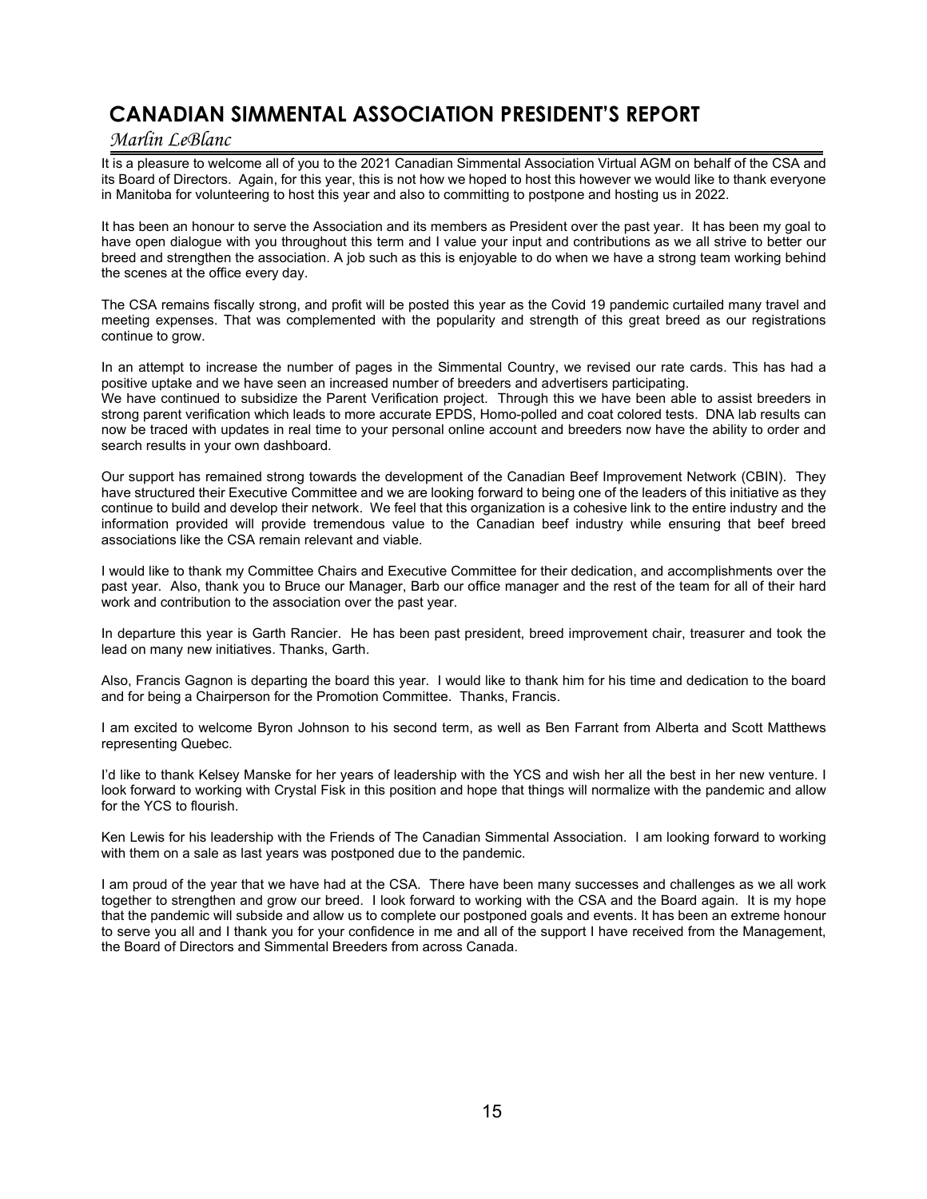# CANADIAN SIMMENTAL ASSOCIATION PRESIDENT'S REPORT

*Marlin LeBlanc*

It is a pleasure to welcome all of you to the 2021 Canadian Simmental Association Virtual AGM on behalf of the CSA and its Board of Directors. Again, for this year, this is not how we hoped to host this however we would like to thank everyone in Manitoba for volunteering to host this year and also to committing to postpone and hosting us in 2022.

It has been an honour to serve the Association and its members as President over the past year. It has been my goal to have open dialogue with you throughout this term and I value your input and contributions as we all strive to better our breed and strengthen the association. A job such as this is enjoyable to do when we have a strong team working behind the scenes at the office every day.

The CSA remains fiscally strong, and profit will be posted this year as the Covid 19 pandemic curtailed many travel and meeting expenses. That was complemented with the popularity and strength of this great breed as our registrations continue to grow.

In an attempt to increase the number of pages in the Simmental Country, we revised our rate cards. This has had a positive uptake and we have seen an increased number of breeders and advertisers participating.

We have continued to subsidize the Parent Verification project. Through this we have been able to assist breeders in strong parent verification which leads to more accurate EPDS, Homo-polled and coat colored tests. DNA lab results can now be traced with updates in real time to your personal online account and breeders now have the ability to order and search results in your own dashboard.

Our support has remained strong towards the development of the Canadian Beef Improvement Network (CBIN). They have structured their Executive Committee and we are looking forward to being one of the leaders of this initiative as they continue to build and develop their network. We feel that this organization is a cohesive link to the entire industry and the information provided will provide tremendous value to the Canadian beef industry while ensuring that beef breed associations like the CSA remain relevant and viable.

I would like to thank my Committee Chairs and Executive Committee for their dedication, and accomplishments over the past year. Also, thank you to Bruce our Manager, Barb our office manager and the rest of the team for all of their hard work and contribution to the association over the past year.

In departure this year is Garth Rancier. He has been past president, breed improvement chair, treasurer and took the lead on many new initiatives. Thanks, Garth.

Also, Francis Gagnon is departing the board this year. I would like to thank him for his time and dedication to the board and for being a Chairperson for the Promotion Committee. Thanks, Francis.

I am excited to welcome Byron Johnson to his second term, as well as Ben Farrant from Alberta and Scott Matthews representing Quebec.

I'd like to thank Kelsey Manske for her years of leadership with the YCS and wish her all the best in her new venture. I look forward to working with Crystal Fisk in this position and hope that things will normalize with the pandemic and allow for the YCS to flourish.

Ken Lewis for his leadership with the Friends of The Canadian Simmental Association. I am looking forward to working with them on a sale as last years was postponed due to the pandemic.

I am proud of the year that we have had at the CSA. There have been many successes and challenges as we all work together to strengthen and grow our breed. I look forward to working with the CSA and the Board again. It is my hope that the pandemic will subside and allow us to complete our postponed goals and events. It has been an extreme honour to serve you all and I thank you for your confidence in me and all of the support I have received from the Management, the Board of Directors and Simmental Breeders from across Canada.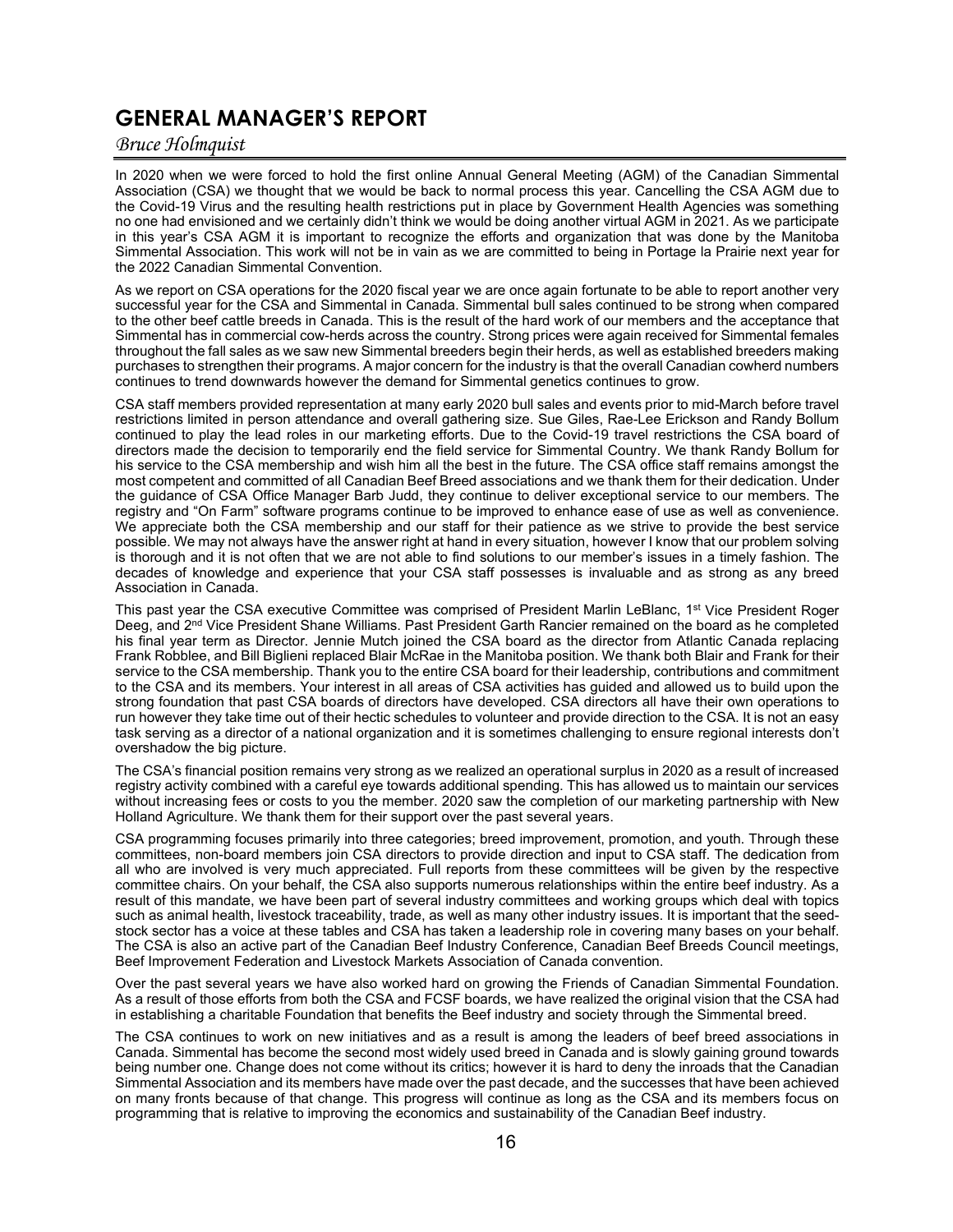# GENERAL MANAGER'S REPORT

*Bruce Holmquist*

In 2020 when we were forced to hold the first online Annual General Meeting (AGM) of the Canadian Simmental Association (CSA) we thought that we would be back to normal process this year. Cancelling the CSA AGM due to the Covid-19 Virus and the resulting health restrictions put in place by Government Health Agencies was something no one had envisioned and we certainly didn't think we would be doing another virtual AGM in 2021. As we participate in this year's CSA AGM it is important to recognize the efforts and organization that was done by the Manitoba Simmental Association. This work will not be in vain as we are committed to being in Portage la Prairie next year for the 2022 Canadian Simmental Convention.

As we report on CSA operations for the 2020 fiscal year we are once again fortunate to be able to report another very successful year for the CSA and Simmental in Canada. Simmental bull sales continued to be strong when compared to the other beef cattle breeds in Canada. This is the result of the hard work of our members and the acceptance that Simmental has in commercial cow-herds across the country. Strong prices were again received for Simmental females throughout the fall sales as we saw new Simmental breeders begin their herds, as well as established breeders making purchases to strengthen their programs. A major concern for the industry is that the overall Canadian cowherd numbers continues to trend downwards however the demand for Simmental genetics continues to grow.

CSA staff members provided representation at many early 2020 bull sales and events prior to mid-March before travel restrictions limited in person attendance and overall gathering size. Sue Giles, Rae-Lee Erickson and Randy Bollum continued to play the lead roles in our marketing efforts. Due to the Covid-19 travel restrictions the CSA board of directors made the decision to temporarily end the field service for Simmental Country. We thank Randy Bollum for his service to the CSA membership and wish him all the best in the future. The CSA office staff remains amongst the most competent and committed of all Canadian Beef Breed associations and we thank them for their dedication. Under the guidance of CSA Office Manager Barb Judd, they continue to deliver exceptional service to our members. The registry and "On Farm" software programs continue to be improved to enhance ease of use as well as convenience. We appreciate both the CSA membership and our staff for their patience as we strive to provide the best service possible. We may not always have the answer right at hand in every situation, however I know that our problem solving is thorough and it is not often that we are not able to find solutions to our member's issues in a timely fashion. The decades of knowledge and experience that your CSA staff possesses is invaluable and as strong as any breed Association in Canada.

This past year the CSA executive Committee was comprised of President Marlin LeBlanc, 1st Vice President Roger Deeg, and 2nd Vice President Shane Williams. Past President Garth Rancier remained on the board as he completed his final year term as Director. Jennie Mutch joined the CSA board as the director from Atlantic Canada replacing Frank Robblee, and Bill Biglieni replaced Blair McRae in the Manitoba position. We thank both Blair and Frank for their service to the CSA membership. Thank you to the entire CSA board for their leadership, contributions and commitment to the CSA and its members. Your interest in all areas of CSA activities has guided and allowed us to build upon the strong foundation that past CSA boards of directors have developed. CSA directors all have their own operations to run however they take time out of their hectic schedules to volunteer and provide direction to the CSA. It is not an easy task serving as a director of a national organization and it is sometimes challenging to ensure regional interests don't overshadow the big picture.

The CSA's financial position remains very strong as we realized an operational surplus in 2020 as a result of increased registry activity combined with a careful eye towards additional spending. This has allowed us to maintain our services without increasing fees or costs to you the member. 2020 saw the completion of our marketing partnership with New Holland Agriculture. We thank them for their support over the past several years.

CSA programming focuses primarily into three categories; breed improvement, promotion, and youth. Through these committees, non-board members join CSA directors to provide direction and input to CSA staff. The dedication from all who are involved is very much appreciated. Full reports from these committees will be given by the respective committee chairs. On your behalf, the CSA also supports numerous relationships within the entire beef industry. As a result of this mandate, we have been part of several industry committees and working groups which deal with topics such as animal health, livestock traceability, trade, as well as many other industry issues. It is important that the seed-stock sector has a voice at these tables and CSA has taken a leadership role in covering many bases on your behalf. The CSA is also an active part of the Canadian Beef Industry Conference, Canadian Beef Breeds Council meetings, Beef Improvement Federation and Livestock Markets Association of Canada convention.

Over the past several years we have also worked hard on growing the Friends of Canadian Simmental Foundation. As a result of those efforts from both the CSA and FCSF boards, we have realized the original vision that the CSA had in establishing a charitable Foundation that benefits the Beef industry and society through the Simmental breed.

The CSA continues to work on new initiatives and as a result is among the leaders of beef breed associations in Canada. Simmental has become the second most widely used breed in Canada and is slowly gaining ground towards being number one. Change does not come without its critics; however it is hard to deny the inroads that the Canadian Simmental Association and its members have made over the past decade, and the successes that have been achieved on many fronts because of that change. This progress will continue as long as the CSA and its members focus on programming that is relative to improving the economics and sustainability of the Canadian Beef industry.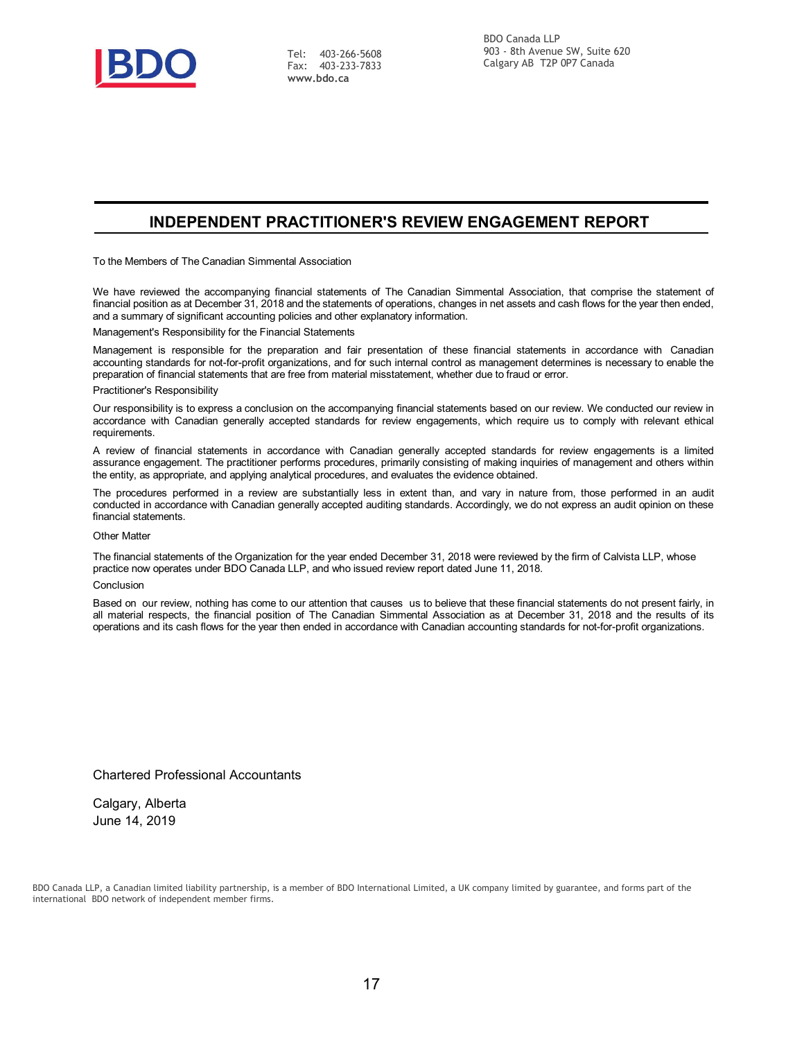BDO Canada LLP
903 - 8th Avenue SW, Suite 620
Calgary AB T2P 0P7 Canada

Tel: 403-266-5608
Fax: 403-233-7833
www.bdo.ca

# INDEPENDENT PRACTITIONER'S REVIEW ENGAGEMENT REPORT

To the Members of The Canadian Simmental Association

We have reviewed the accompanying financial statements of The Canadian Simmental Association, that comprise the statement of financial position as at December 31, 2018 and the statements of operations, changes in net assets and cash flows for the year then ended, and a summary of significant accounting policies and other explanatory information.

Management's Responsibility for the Financial Statements

Management is responsible for the preparation and fair presentation of these financial statements in accordance with Canadian accounting standards for not-for-profit organizations, and for such internal control as management determines is necessary to enable the preparation of financial statements that are free from material misstatement, whether due to fraud or error.

Practitioner's Responsibility

Our responsibility is to express a conclusion on the accompanying financial statements based on our review. We conducted our review in accordance with Canadian generally accepted standards for review engagements, which require us to comply with relevant ethical requirements.

A review of financial statements in accordance with Canadian generally accepted standards for review engagements is a limited assurance engagement. The practitioner performs procedures, primarily consisting of making inquiries of management and others within the entity, as appropriate, and applying analytical procedures, and evaluates the evidence obtained.

The procedures performed in a review are substantially less in extent than, and vary in nature from, those performed in an audit conducted in accordance with Canadian generally accepted auditing standards. Accordingly, we do not express an audit opinion on these financial statements.

Other Matter

The financial statements of the Organization for the year ended December 31, 2018 were reviewed by the firm of Calvista LLP, whose practice now operates under BDO Canada LLP, and who issued review report dated June 11, 2018.

Conclusion

Based on our review, nothing has come to our attention that causes us to believe that these financial statements do not present fairly, in all material respects, the financial position of The Canadian Simmental Association as at December 31, 2018 and the results of its operations and its cash flows for the year then ended in accordance with Canadian accounting standards for not-for-profit organizations.

Chartered Professional Accountants

Calgary, Alberta
June 14, 2019

BDO Canada LLP, a Canadian limited liability partnership, is a member of BDO International Limited, a UK company limited by guarantee, and forms part of the international BDO network of independent member firms.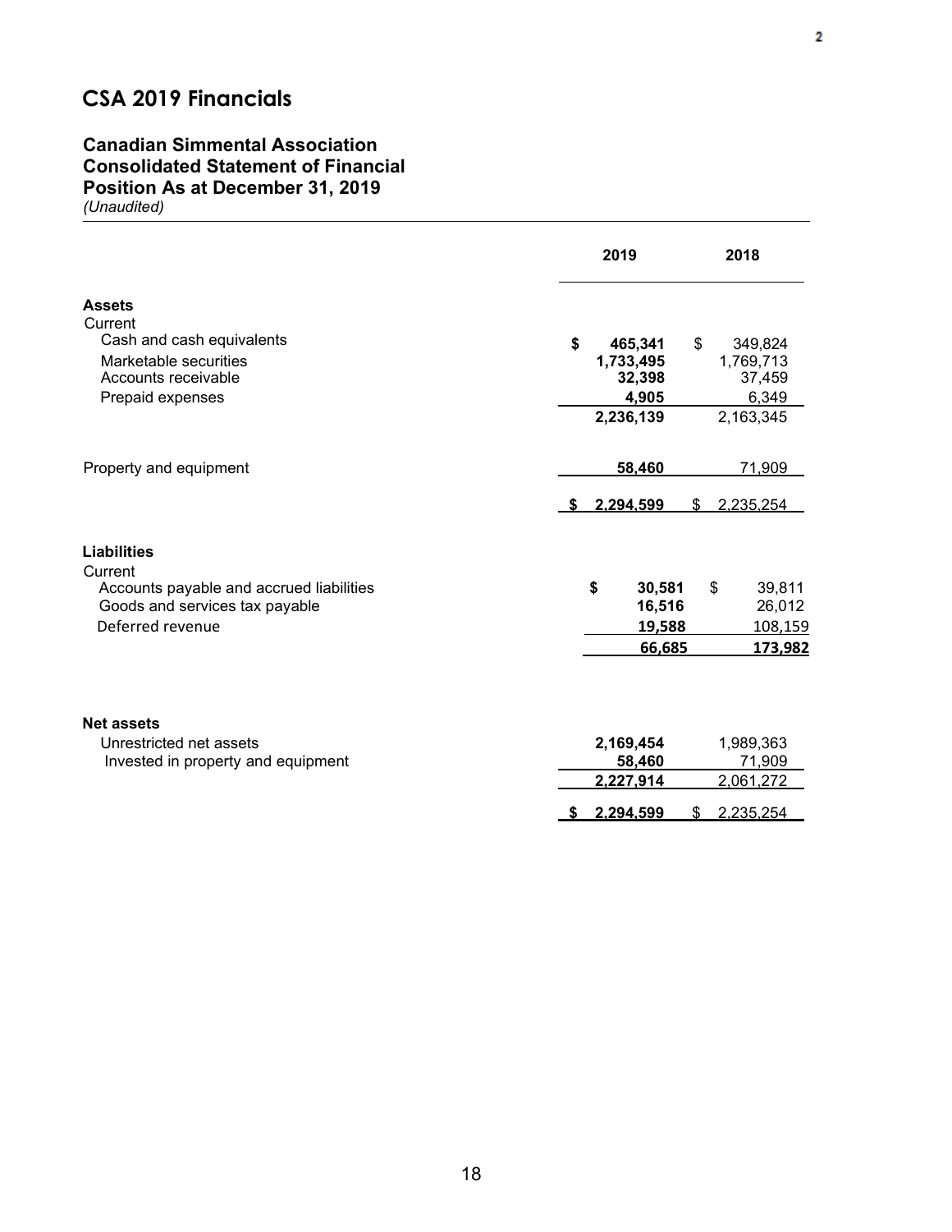## CSA 2019 Financials

### Canadian Simmental Association
### Consolidated Statement of Financial Position As at December 31, 2019
*(Unaudited)*

| | 2019 | 2018 |
|---|---|---|
| **Assets** | | |
| Current | | |
| Cash and cash equivalents | **$ 465,341** | $ 349,824 |
| Marketable securities | **1,733,495** | 1,769,713 |
| Accounts receivable | **32,398** | 37,459 |
| Prepaid expenses | **4,905** | 6,349 |
| | **2,236,139** | 2,163,345 |
| Property and equipment | **58,460** | 71,909 |
| | **$ 2,294,599** | $ 2,235,254 |
| **Liabilities** | | |
| Current | | |
| Accounts payable and accrued liabilities | **$ 30,581** | $ 39,811 |
| Goods and services tax payable | **16,516** | 26,012 |
| Deferred revenue | **19,588** | 108,159 |
| | **66,685** | **173,982** |
| **Net assets** | | |
| Unrestricted net assets | **2,169,454** | 1,989,363 |
| Invested in property and equipment | **58,460** | 71,909 |
| | **2,227,914** | 2,061,272 |
| | **$ 2,294,599** | $ 2,235,254 |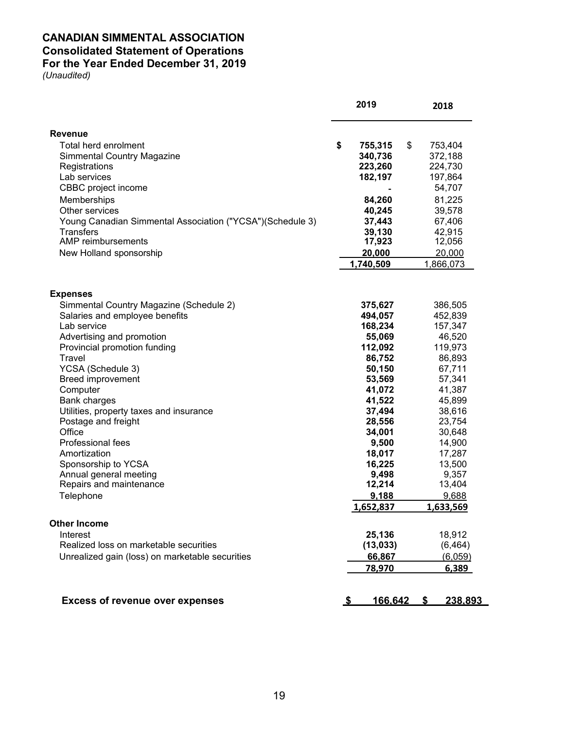# CANADIAN SIMMENTAL ASSOCIATION
## Consolidated Statement of Operations
## For the Year Ended December 31, 2019
*(Unaudited)*

| | 2019 | 2018 |
|---|---|---|
| **Revenue** | | |
| Total herd enrolment | $ **755,315** | $ 753,404 |
| Simmental Country Magazine | **340,736** | 372,188 |
| Registrations | **223,260** | 224,730 |
| Lab services | **182,197** | 197,864 |
| CBBC project income | **-** | 54,707 |
| Memberships | **84,260** | 81,225 |
| Other services | **40,245** | 39,578 |
| Young Canadian Simmental Association ("YCSA")(Schedule 3) | **37,443** | 67,406 |
| Transfers | **39,130** | 42,915 |
| AMP reimbursements | **17,923** | 12,056 |
| New Holland sponsorship | **20,000** | 20,000 |
| | **1,740,509** | 1,866,073 |
| **Expenses** | | |
| Simmental Country Magazine (Schedule 2) | **375,627** | 386,505 |
| Salaries and employee benefits | **494,057** | 452,839 |
| Lab service | **168,234** | 157,347 |
| Advertising and promotion | **55,069** | 46,520 |
| Provincial promotion funding | **112,092** | 119,973 |
| Travel | **86,752** | 86,893 |
| YCSA (Schedule 3) | **50,150** | 67,711 |
| Breed improvement | **53,569** | 57,341 |
| Computer | **41,072** | 41,387 |
| Bank charges | **41,522** | 45,899 |
| Utilities, property taxes and insurance | **37,494** | 38,616 |
| Postage and freight | **28,556** | 23,754 |
| Office | **34,001** | 30,648 |
| Professional fees | **9,500** | 14,900 |
| Amortization | **18,017** | 17,287 |
| Sponsorship to YCSA | **16,225** | 13,500 |
| Annual general meeting | **9,498** | 9,357 |
| Repairs and maintenance | **12,214** | 13,404 |
| Telephone | **9,188** | 9,688 |
| | **1,652,837** | **1,633,569** |
| **Other Income** | | |
| Interest | **25,136** | 18,912 |
| Realized loss on marketable securities | **(13,033)** | (6,464) |
| Unrealized gain (loss) on marketable securities | **66,867** | (6,059) |
| | **78,970** | **6,389** |
| **Excess of revenue over expenses** | **$ 166,642** | **$ 238,893** |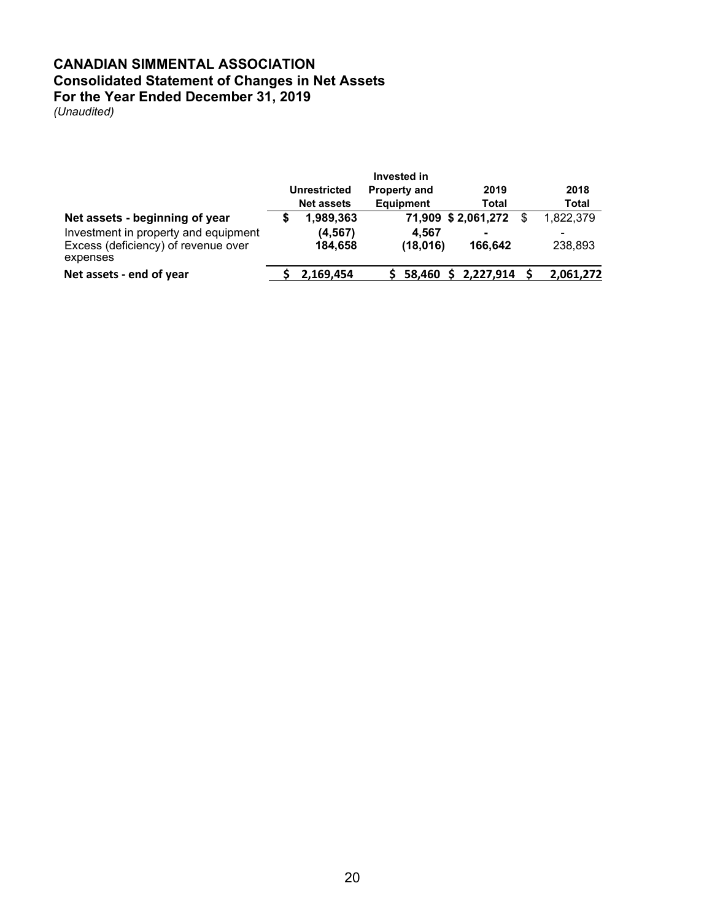# CANADIAN SIMMENTAL ASSOCIATION
## Consolidated Statement of Changes in Net Assets
## For the Year Ended December 31, 2019
*(Unaudited)*

| | Unrestricted Net assets | Invested in Property and Equipment | 2019 Total | 2018 Total |
|---|---|---|---|---|
| **Net assets - beginning of year** | **$ 1,989,363** | **71,909** | **$ 2,061,272** | $ 1,822,379 |
| Investment in property and equipment | **(4,567)** | **4,567** | **-** | - |
| Excess (deficiency) of revenue over expenses | **184,658** | **(18,016)** | **166,642** | 238,893 |
| **Net assets - end of year** | **$ 2,169,454** | **$ 58,460** | **$ 2,227,914** | **$ 2,061,272** |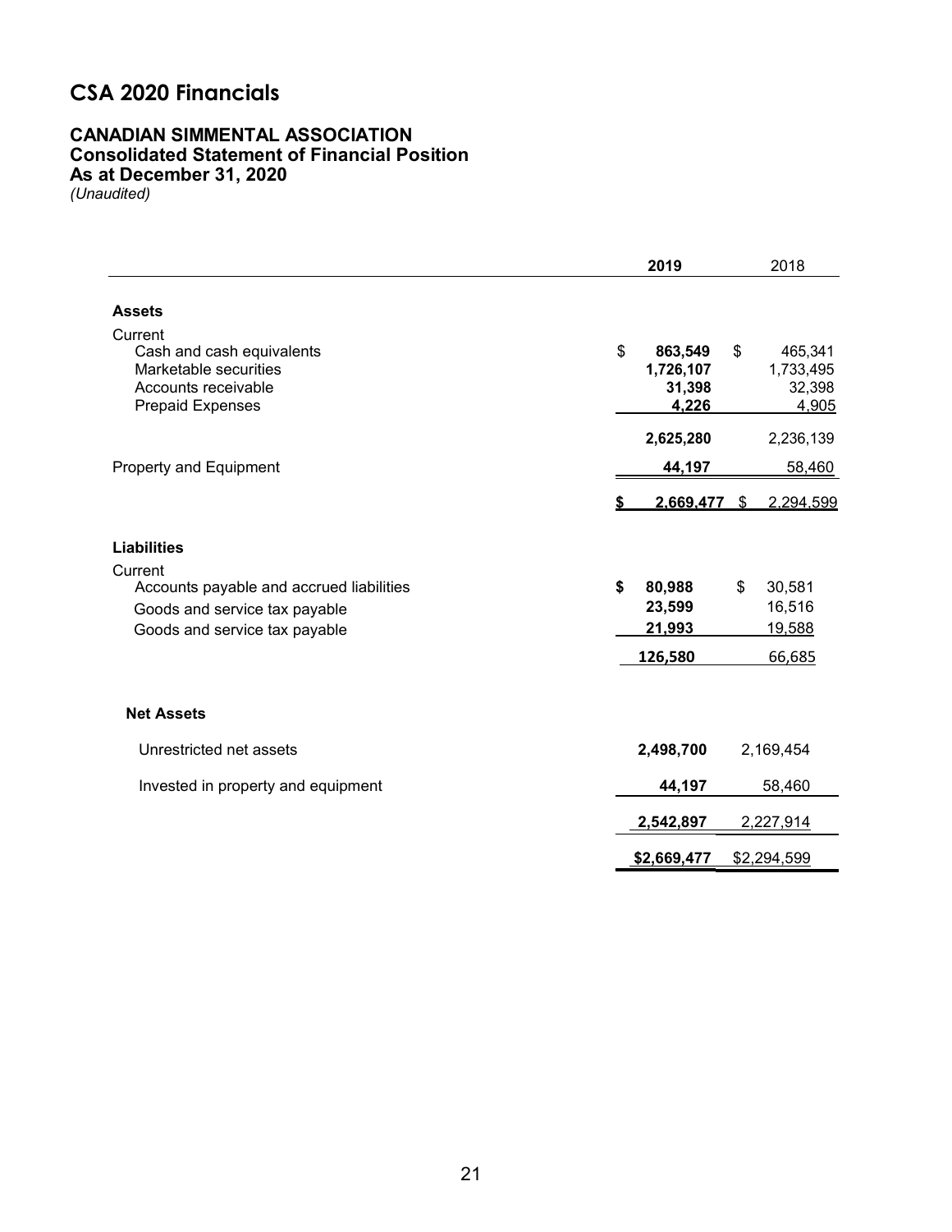# CSA 2020 Financials

## CANADIAN SIMMENTAL ASSOCIATION
### Consolidated Statement of Financial Position
### As at December 31, 2020
*(Unaudited)*

| | **2019** | 2018 |
|---|---|---|
| **Assets** | | |
| Current | | |
| Cash and cash equivalents | $ **863,549** | $ 465,341 |
| Marketable securities | **1,726,107** | 1,733,495 |
| Accounts receivable | **31,398** | 32,398 |
| Prepaid Expenses | **4,226** | 4,905 |
| | **2,625,280** | 2,236,139 |
| Property and Equipment | **44,197** | 58,460 |
| | **$ 2,669,477** | $ 2,294,599 |
| **Liabilities** | | |
| Current | | |
| Accounts payable and accrued liabilities | **$ 80,988** | $ 30,581 |
| Goods and service tax payable | **23,599** | 16,516 |
| Goods and service tax payable | **21,993** | 19,588 |
| | **126,580** | 66,685 |
| **Net Assets** | | |
| Unrestricted net assets | **2,498,700** | 2,169,454 |
| Invested in property and equipment | **44,197** | 58,460 |
| | **2,542,897** | 2,227,914 |
| | **$2,669,477** | $2,294,599 |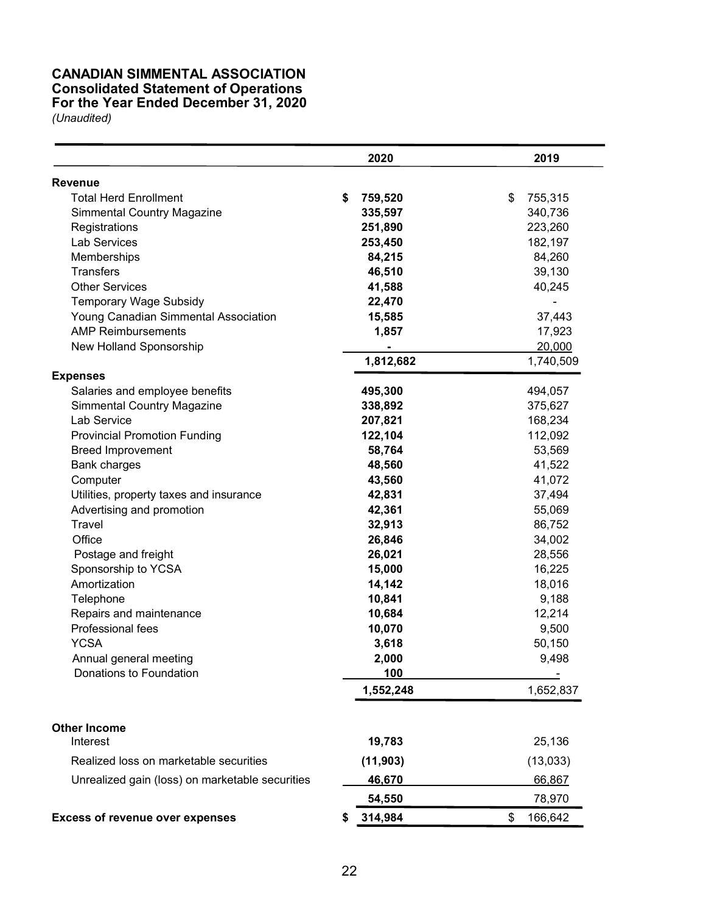**CANADIAN SIMMENTAL ASSOCIATION**
**Consolidated Statement of Operations**
**For the Year Ended December 31, 2020**
*(Unaudited)*

| | 2020 | 2019 |
|---|---|---|
| **Revenue** | | |
| Total Herd Enrollment | **$ 759,520** | $ 755,315 |
| Simmental Country Magazine | **335,597** | 340,736 |
| Registrations | **251,890** | 223,260 |
| Lab Services | **253,450** | 182,197 |
| Memberships | **84,215** | 84,260 |
| Transfers | **46,510** | 39,130 |
| Other Services | **41,588** | 40,245 |
| Temporary Wage Subsidy | **22,470** | - |
| Young Canadian Simmental Association | **15,585** | 37,443 |
| AMP Reimbursements | **1,857** | 17,923 |
| New Holland Sponsorship | **-** | 20,000 |
| | **1,812,682** | 1,740,509 |
| **Expenses** | | |
| Salaries and employee benefits | **495,300** | 494,057 |
| Simmental Country Magazine | **338,892** | 375,627 |
| Lab Service | **207,821** | 168,234 |
| Provincial Promotion Funding | **122,104** | 112,092 |
| Breed Improvement | **58,764** | 53,569 |
| Bank charges | **48,560** | 41,522 |
| Computer | **43,560** | 41,072 |
| Utilities, property taxes and insurance | **42,831** | 37,494 |
| Advertising and promotion | **42,361** | 55,069 |
| Travel | **32,913** | 86,752 |
| Office | **26,846** | 34,002 |
| Postage and freight | **26,021** | 28,556 |
| Sponsorship to YCSA | **15,000** | 16,225 |
| Amortization | **14,142** | 18,016 |
| Telephone | **10,841** | 9,188 |
| Repairs and maintenance | **10,684** | 12,214 |
| Professional fees | **10,070** | 9,500 |
| YCSA | **3,618** | 50,150 |
| Annual general meeting | **2,000** | 9,498 |
| Donations to Foundation | **100** | - |
| | **1,552,248** | 1,652,837 |
| **Other Income** | | |
| Interest | **19,783** | 25,136 |
| Realized loss on marketable securities | **(11,903)** | (13,033) |
| Unrealized gain (loss) on marketable securities | **46,670** | 66,867 |
| | **54,550** | 78,970 |
| **Excess of revenue over expenses** | **$ 314,984** | $ 166,642 |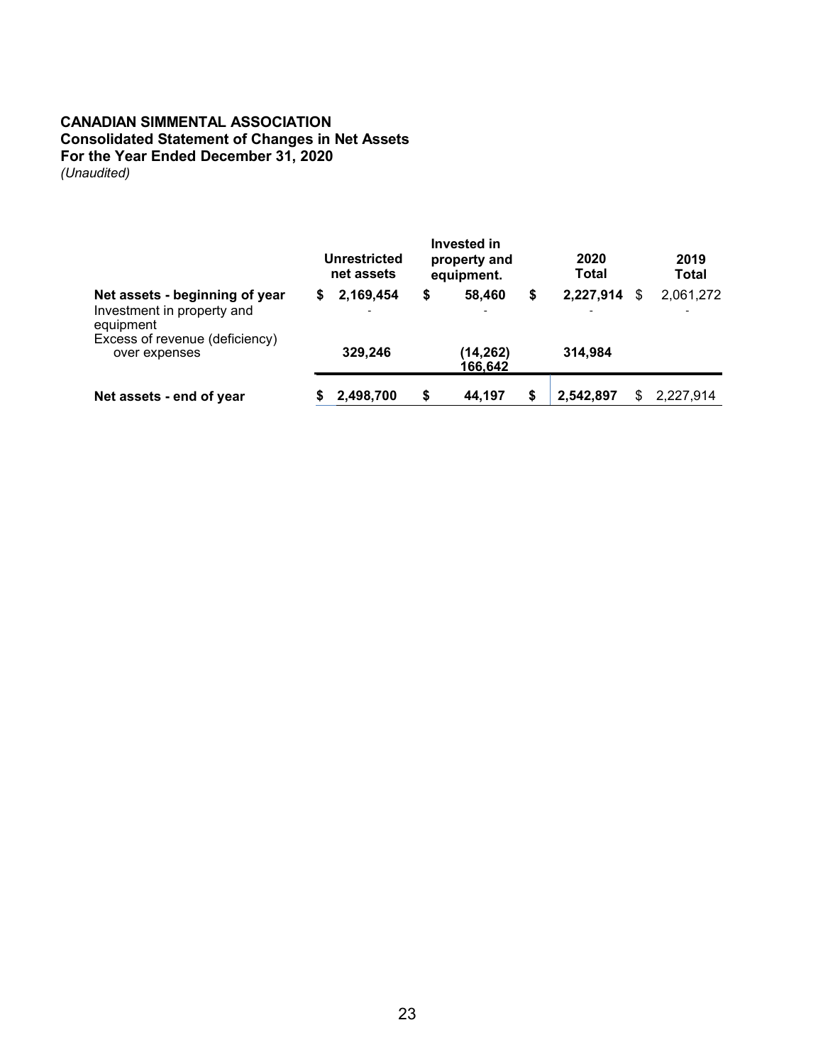**CANADIAN SIMMENTAL ASSOCIATION**
**Consolidated Statement of Changes in Net Assets**
**For the Year Ended December 31, 2020**
*(Unaudited)*

| | Unrestricted net assets | Invested in property and equipment. | 2020 Total | 2019 Total |
|---|---|---|---|---|
| **Net assets - beginning of year** | **$ 2,169,454** | **$ 58,460** | **$ 2,227,914** | $ 2,061,272 |
| Investment in property and equipment | - | - | - | - |
| Excess of revenue (deficiency) over expenses | **329,246** | **(14,262)** **166,642** | **314,984** | |
| **Net assets - end of year** | **$ 2,498,700** | **$ 44,197** | **$ 2,542,897** | $ 2,227,914 |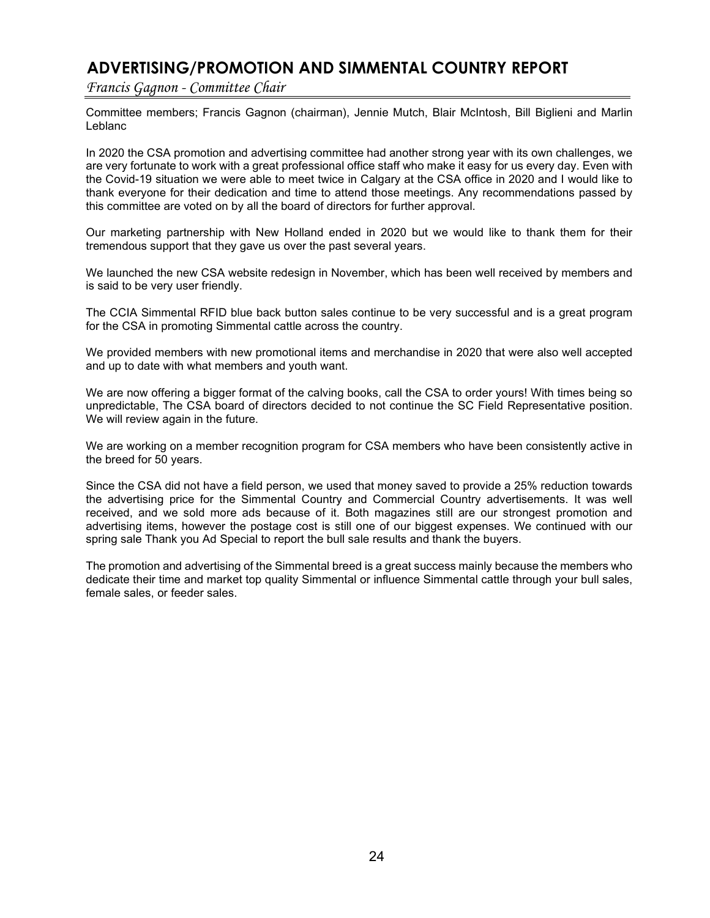# ADVERTISING/PROMOTION AND SIMMENTAL COUNTRY REPORT

*Francis Gagnon - Committee Chair*

Committee members; Francis Gagnon (chairman), Jennie Mutch, Blair McIntosh, Bill Biglieni and Marlin Leblanc

In 2020 the CSA promotion and advertising committee had another strong year with its own challenges, we are very fortunate to work with a great professional office staff who make it easy for us every day. Even with the Covid-19 situation we were able to meet twice in Calgary at the CSA office in 2020 and I would like to thank everyone for their dedication and time to attend those meetings. Any recommendations passed by this committee are voted on by all the board of directors for further approval.

Our marketing partnership with New Holland ended in 2020 but we would like to thank them for their tremendous support that they gave us over the past several years.

We launched the new CSA website redesign in November, which has been well received by members and is said to be very user friendly.

The CCIA Simmental RFID blue back button sales continue to be very successful and is a great program for the CSA in promoting Simmental cattle across the country.

We provided members with new promotional items and merchandise in 2020 that were also well accepted and up to date with what members and youth want.

We are now offering a bigger format of the calving books, call the CSA to order yours! With times being so unpredictable, The CSA board of directors decided to not continue the SC Field Representative position. We will review again in the future.

We are working on a member recognition program for CSA members who have been consistently active in the breed for 50 years.

Since the CSA did not have a field person, we used that money saved to provide a 25% reduction towards the advertising price for the Simmental Country and Commercial Country advertisements. It was well received, and we sold more ads because of it. Both magazines still are our strongest promotion and advertising items, however the postage cost is still one of our biggest expenses. We continued with our spring sale Thank you Ad Special to report the bull sale results and thank the buyers.

The promotion and advertising of the Simmental breed is a great success mainly because the members who dedicate their time and market top quality Simmental or influence Simmental cattle through your bull sales, female sales, or feeder sales.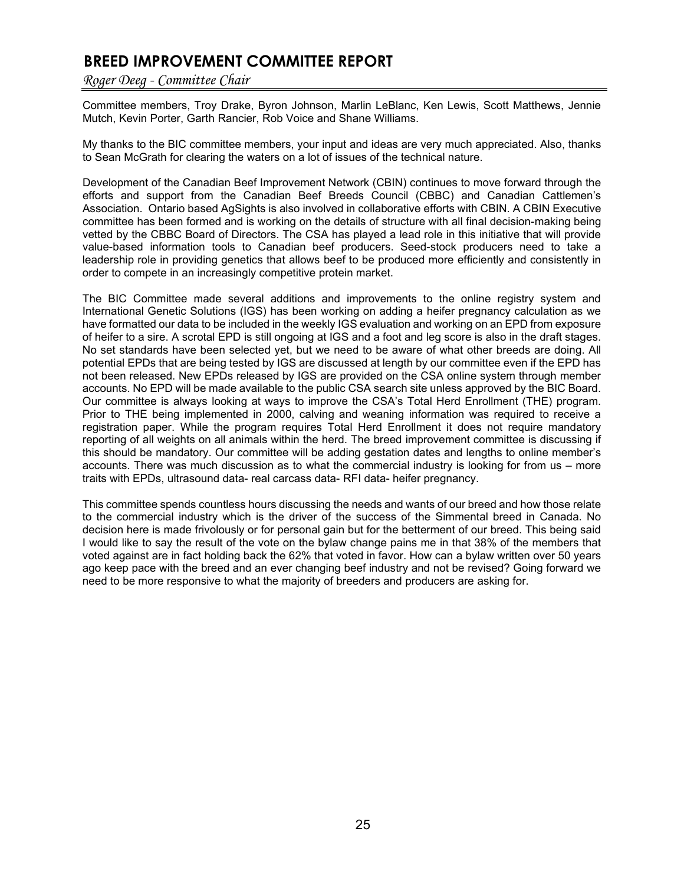# BREED IMPROVEMENT COMMITTEE REPORT

*Roger Deeg - Committee Chair*

Committee members, Troy Drake, Byron Johnson, Marlin LeBlanc, Ken Lewis, Scott Matthews, Jennie Mutch, Kevin Porter, Garth Rancier, Rob Voice and Shane Williams.

My thanks to the BIC committee members, your input and ideas are very much appreciated. Also, thanks to Sean McGrath for clearing the waters on a lot of issues of the technical nature.

Development of the Canadian Beef Improvement Network (CBIN) continues to move forward through the efforts and support from the Canadian Beef Breeds Council (CBBC) and Canadian Cattlemen's Association. Ontario based AgSights is also involved in collaborative efforts with CBIN. A CBIN Executive committee has been formed and is working on the details of structure with all final decision-making being vetted by the CBBC Board of Directors. The CSA has played a lead role in this initiative that will provide value-based information tools to Canadian beef producers. Seed-stock producers need to take a leadership role in providing genetics that allows beef to be produced more efficiently and consistently in order to compete in an increasingly competitive protein market.

The BIC Committee made several additions and improvements to the online registry system and International Genetic Solutions (IGS) has been working on adding a heifer pregnancy calculation as we have formatted our data to be included in the weekly IGS evaluation and working on an EPD from exposure of heifer to a sire. A scrotal EPD is still ongoing at IGS and a foot and leg score is also in the draft stages. No set standards have been selected yet, but we need to be aware of what other breeds are doing. All potential EPDs that are being tested by IGS are discussed at length by our committee even if the EPD has not been released. New EPDs released by IGS are provided on the CSA online system through member accounts. No EPD will be made available to the public CSA search site unless approved by the BIC Board. Our committee is always looking at ways to improve the CSA's Total Herd Enrollment (THE) program. Prior to THE being implemented in 2000, calving and weaning information was required to receive a registration paper. While the program requires Total Herd Enrollment it does not require mandatory reporting of all weights on all animals within the herd. The breed improvement committee is discussing if this should be mandatory. Our committee will be adding gestation dates and lengths to online member's accounts. There was much discussion as to what the commercial industry is looking for from us – more traits with EPDs, ultrasound data- real carcass data- RFI data- heifer pregnancy.

This committee spends countless hours discussing the needs and wants of our breed and how those relate to the commercial industry which is the driver of the success of the Simmental breed in Canada. No decision here is made frivolously or for personal gain but for the betterment of our breed. This being said I would like to say the result of the vote on the bylaw change pains me in that 38% of the members that voted against are in fact holding back the 62% that voted in favor. How can a bylaw written over 50 years ago keep pace with the breed and an ever changing beef industry and not be revised? Going forward we need to be more responsive to what the majority of breeders and producers are asking for.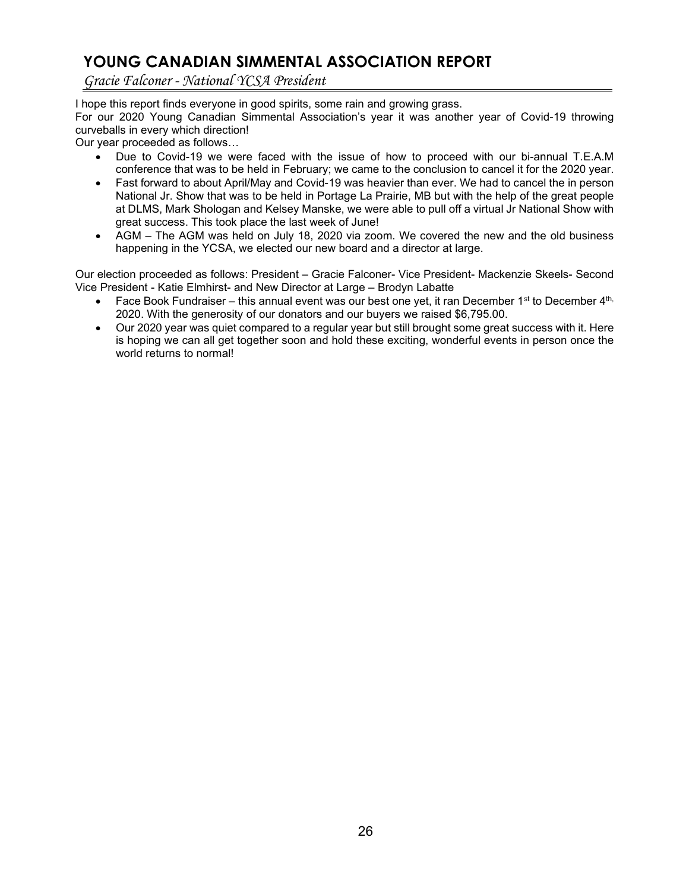## YOUNG CANADIAN SIMMENTAL ASSOCIATION REPORT

*Gracie Falconer - National YCSA President*

I hope this report finds everyone in good spirits, some rain and growing grass.

For our 2020 Young Canadian Simmental Association's year it was another year of Covid-19 throwing curveballs in every which direction!

Our year proceeded as follows…

- Due to Covid-19 we were faced with the issue of how to proceed with our bi-annual T.E.A.M conference that was to be held in February; we came to the conclusion to cancel it for the 2020 year.
- Fast forward to about April/May and Covid-19 was heavier than ever. We had to cancel the in person National Jr. Show that was to be held in Portage La Prairie, MB but with the help of the great people at DLMS, Mark Shologan and Kelsey Manske, we were able to pull off a virtual Jr National Show with great success. This took place the last week of June!
- AGM – The AGM was held on July 18, 2020 via zoom. We covered the new and the old business happening in the YCSA, we elected our new board and a director at large.

Our election proceeded as follows: President – Gracie Falconer- Vice President- Mackenzie Skeels- Second Vice President - Katie Elmhirst- and New Director at Large – Brodyn Labatte

- Face Book Fundraiser – this annual event was our best one yet, it ran December 1st to December 4th, 2020. With the generosity of our donators and our buyers we raised $6,795.00.
- Our 2020 year was quiet compared to a regular year but still brought some great success with it. Here is hoping we can all get together soon and hold these exciting, wonderful events in person once the world returns to normal!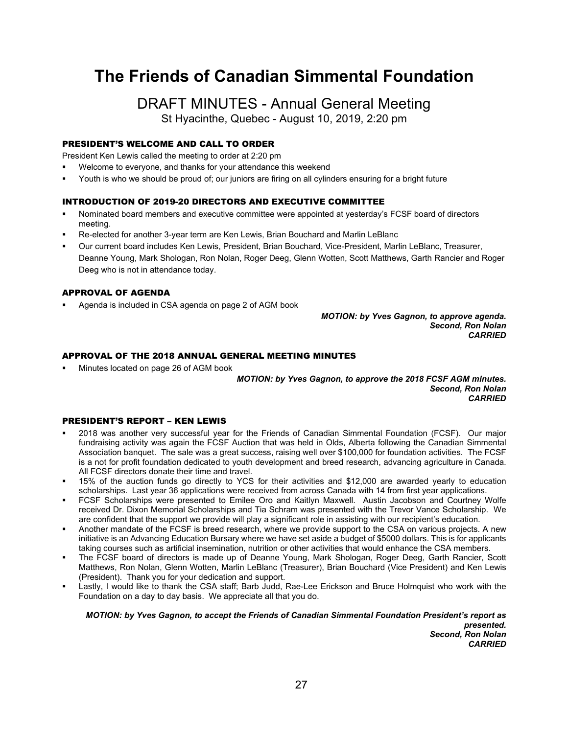# The Friends of Canadian Simmental Foundation

## DRAFT MINUTES - Annual General Meeting

St Hyacinthe, Quebec - August 10, 2019, 2:20 pm

### PRESIDENT'S WELCOME AND CALL TO ORDER

President Ken Lewis called the meeting to order at 2:20 pm

- Welcome to everyone, and thanks for your attendance this weekend
- Youth is who we should be proud of; our juniors are firing on all cylinders ensuring for a bright future

### INTRODUCTION OF 2019-20 DIRECTORS AND EXECUTIVE COMMITTEE

- Nominated board members and executive committee were appointed at yesterday's FCSF board of directors meeting.
- Re-elected for another 3-year term are Ken Lewis, Brian Bouchard and Marlin LeBlanc
- Our current board includes Ken Lewis, President, Brian Bouchard, Vice-President, Marlin LeBlanc, Treasurer, Deanne Young, Mark Shologan, Ron Nolan, Roger Deeg, Glenn Wotten, Scott Matthews, Garth Rancier and Roger Deeg who is not in attendance today.

### APPROVAL OF AGENDA

- Agenda is included in CSA agenda on page 2 of AGM book

***MOTION: by Yves Gagnon, to approve agenda.***
***Second, Ron Nolan***
***CARRIED***

### APPROVAL OF THE 2018 ANNUAL GENERAL MEETING MINUTES

- Minutes located on page 26 of AGM book

***MOTION: by Yves Gagnon, to approve the 2018 FCSF AGM minutes.***
***Second, Ron Nolan***
***CARRIED***

### PRESIDENT'S REPORT – KEN LEWIS

- 2018 was another very successful year for the Friends of Canadian Simmental Foundation (FCSF). Our major fundraising activity was again the FCSF Auction that was held in Olds, Alberta following the Canadian Simmental Association banquet. The sale was a great success, raising well over $100,000 for foundation activities. The FCSF is a not for profit foundation dedicated to youth development and breed research, advancing agriculture in Canada. All FCSF directors donate their time and travel.
- 15% of the auction funds go directly to YCS for their activities and $12,000 are awarded yearly to education scholarships. Last year 36 applications were received from across Canada with 14 from first year applications.
- FCSF Scholarships were presented to Emilee Oro and Kaitlyn Maxwell. Austin Jacobson and Courtney Wolfe received Dr. Dixon Memorial Scholarships and Tia Schram was presented with the Trevor Vance Scholarship. We are confident that the support we provide will play a significant role in assisting with our recipient's education.
- Another mandate of the FCSF is breed research, where we provide support to the CSA on various projects. A new initiative is an Advancing Education Bursary where we have set aside a budget of $5000 dollars. This is for applicants taking courses such as artificial insemination, nutrition or other activities that would enhance the CSA members.
- The FCSF board of directors is made up of Deanne Young, Mark Shologan, Roger Deeg, Garth Rancier, Scott Matthews, Ron Nolan, Glenn Wotten, Marlin LeBlanc (Treasurer), Brian Bouchard (Vice President) and Ken Lewis (President). Thank you for your dedication and support.
- Lastly, I would like to thank the CSA staff; Barb Judd, Rae-Lee Erickson and Bruce Holmquist who work with the Foundation on a day to day basis. We appreciate all that you do.

***MOTION: by Yves Gagnon, to accept the Friends of Canadian Simmental Foundation President's report as presented.***
***Second, Ron Nolan***
***CARRIED***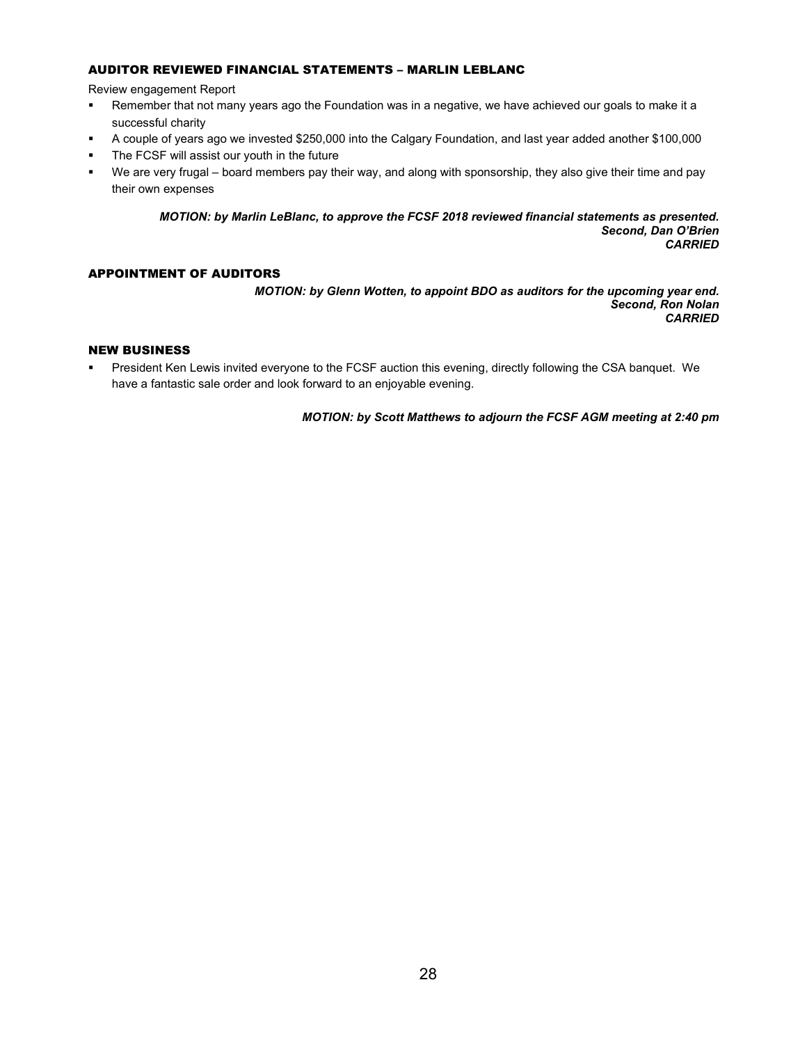## AUDITOR REVIEWED FINANCIAL STATEMENTS – MARLIN LEBLANC

Review engagement Report

- Remember that not many years ago the Foundation was in a negative, we have achieved our goals to make it a successful charity
- A couple of years ago we invested $250,000 into the Calgary Foundation, and last year added another $100,000
- The FCSF will assist our youth in the future
- We are very frugal – board members pay their way, and along with sponsorship, they also give their time and pay their own expenses

***MOTION: by Marlin LeBlanc, to approve the FCSF 2018 reviewed financial statements as presented.***
***Second, Dan O'Brien***
***CARRIED***

## APPOINTMENT OF AUDITORS

***MOTION: by Glenn Wotten, to appoint BDO as auditors for the upcoming year end.***
***Second, Ron Nolan***
***CARRIED***

## NEW BUSINESS

- President Ken Lewis invited everyone to the FCSF auction this evening, directly following the CSA banquet. We have a fantastic sale order and look forward to an enjoyable evening.

***MOTION: by Scott Matthews to adjourn the FCSF AGM meeting at 2:40 pm***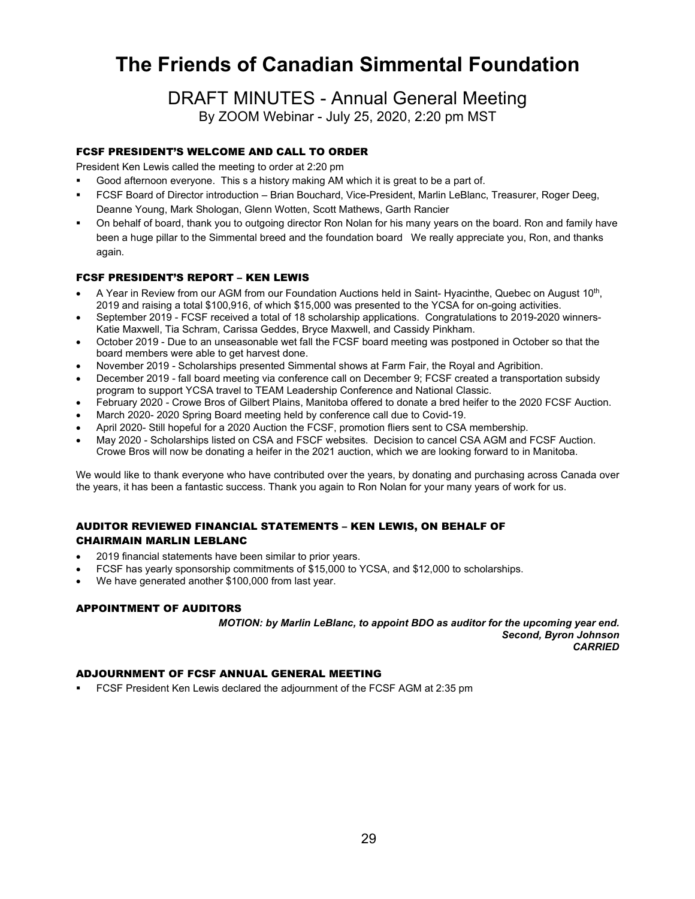# The Friends of Canadian Simmental Foundation

## DRAFT MINUTES - Annual General Meeting

By ZOOM Webinar - July 25, 2020, 2:20 pm MST

### FCSF PRESIDENT'S WELCOME AND CALL TO ORDER

President Ken Lewis called the meeting to order at 2:20 pm

- Good afternoon everyone. This s a history making AM which it is great to be a part of.
- FCSF Board of Director introduction – Brian Bouchard, Vice-President, Marlin LeBlanc, Treasurer, Roger Deeg, Deanne Young, Mark Shologan, Glenn Wotten, Scott Mathews, Garth Rancier
- On behalf of board, thank you to outgoing director Ron Nolan for his many years on the board. Ron and family have been a huge pillar to the Simmental breed and the foundation board We really appreciate you, Ron, and thanks again.

### FCSF PRESIDENT'S REPORT – KEN LEWIS

- A Year in Review from our AGM from our Foundation Auctions held in Saint- Hyacinthe, Quebec on August 10th, 2019 and raising a total $100,916, of which $15,000 was presented to the YCSA for on-going activities.
- September 2019 - FCSF received a total of 18 scholarship applications. Congratulations to 2019-2020 winners- Katie Maxwell, Tia Schram, Carissa Geddes, Bryce Maxwell, and Cassidy Pinkham.
- October 2019 - Due to an unseasonable wet fall the FCSF board meeting was postponed in October so that the board members were able to get harvest done.
- November 2019 - Scholarships presented Simmental shows at Farm Fair, the Royal and Agribition.
- December 2019 - fall board meeting via conference call on December 9; FCSF created a transportation subsidy program to support YCSA travel to TEAM Leadership Conference and National Classic.
- February 2020 - Crowe Bros of Gilbert Plains, Manitoba offered to donate a bred heifer to the 2020 FCSF Auction.
- March 2020- 2020 Spring Board meeting held by conference call due to Covid-19.
- April 2020- Still hopeful for a 2020 Auction the FCSF, promotion fliers sent to CSA membership.
- May 2020 - Scholarships listed on CSA and FSCF websites. Decision to cancel CSA AGM and FCSF Auction. Crowe Bros will now be donating a heifer in the 2021 auction, which we are looking forward to in Manitoba.

We would like to thank everyone who have contributed over the years, by donating and purchasing across Canada over the years, it has been a fantastic success. Thank you again to Ron Nolan for your many years of work for us.

### AUDITOR REVIEWED FINANCIAL STATEMENTS – KEN LEWIS, ON BEHALF OF CHAIRMAIN MARLIN LEBLANC

- 2019 financial statements have been similar to prior years.
- FCSF has yearly sponsorship commitments of $15,000 to YCSA, and $12,000 to scholarships.
- We have generated another $100,000 from last year.

### APPOINTMENT OF AUDITORS

***MOTION: by Marlin LeBlanc, to appoint BDO as auditor for the upcoming year end.***
***Second, Byron Johnson***
***CARRIED***

### ADJOURNMENT OF FCSF ANNUAL GENERAL MEETING

- FCSF President Ken Lewis declared the adjournment of the FCSF AGM at 2:35 pm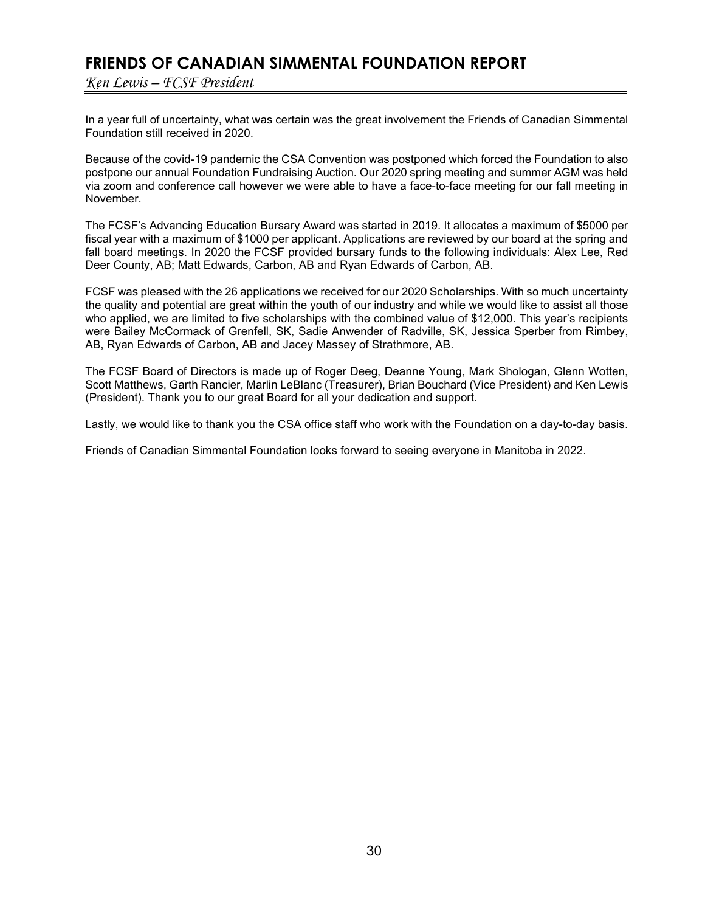# FRIENDS OF CANADIAN SIMMENTAL FOUNDATION REPORT

*Ken Lewis – FCSF President*

In a year full of uncertainty, what was certain was the great involvement the Friends of Canadian Simmental Foundation still received in 2020.

Because of the covid-19 pandemic the CSA Convention was postponed which forced the Foundation to also postpone our annual Foundation Fundraising Auction. Our 2020 spring meeting and summer AGM was held via zoom and conference call however we were able to have a face-to-face meeting for our fall meeting in November.

The FCSF's Advancing Education Bursary Award was started in 2019. It allocates a maximum of $5000 per fiscal year with a maximum of $1000 per applicant. Applications are reviewed by our board at the spring and fall board meetings. In 2020 the FCSF provided bursary funds to the following individuals: Alex Lee, Red Deer County, AB; Matt Edwards, Carbon, AB and Ryan Edwards of Carbon, AB.

FCSF was pleased with the 26 applications we received for our 2020 Scholarships. With so much uncertainty the quality and potential are great within the youth of our industry and while we would like to assist all those who applied, we are limited to five scholarships with the combined value of $12,000. This year's recipients were Bailey McCormack of Grenfell, SK, Sadie Anwender of Radville, SK, Jessica Sperber from Rimbey, AB, Ryan Edwards of Carbon, AB and Jacey Massey of Strathmore, AB.

The FCSF Board of Directors is made up of Roger Deeg, Deanne Young, Mark Shologan, Glenn Wotten, Scott Matthews, Garth Rancier, Marlin LeBlanc (Treasurer), Brian Bouchard (Vice President) and Ken Lewis (President). Thank you to our great Board for all your dedication and support.

Lastly, we would like to thank you the CSA office staff who work with the Foundation on a day-to-day basis.

Friends of Canadian Simmental Foundation looks forward to seeing everyone in Manitoba in 2022.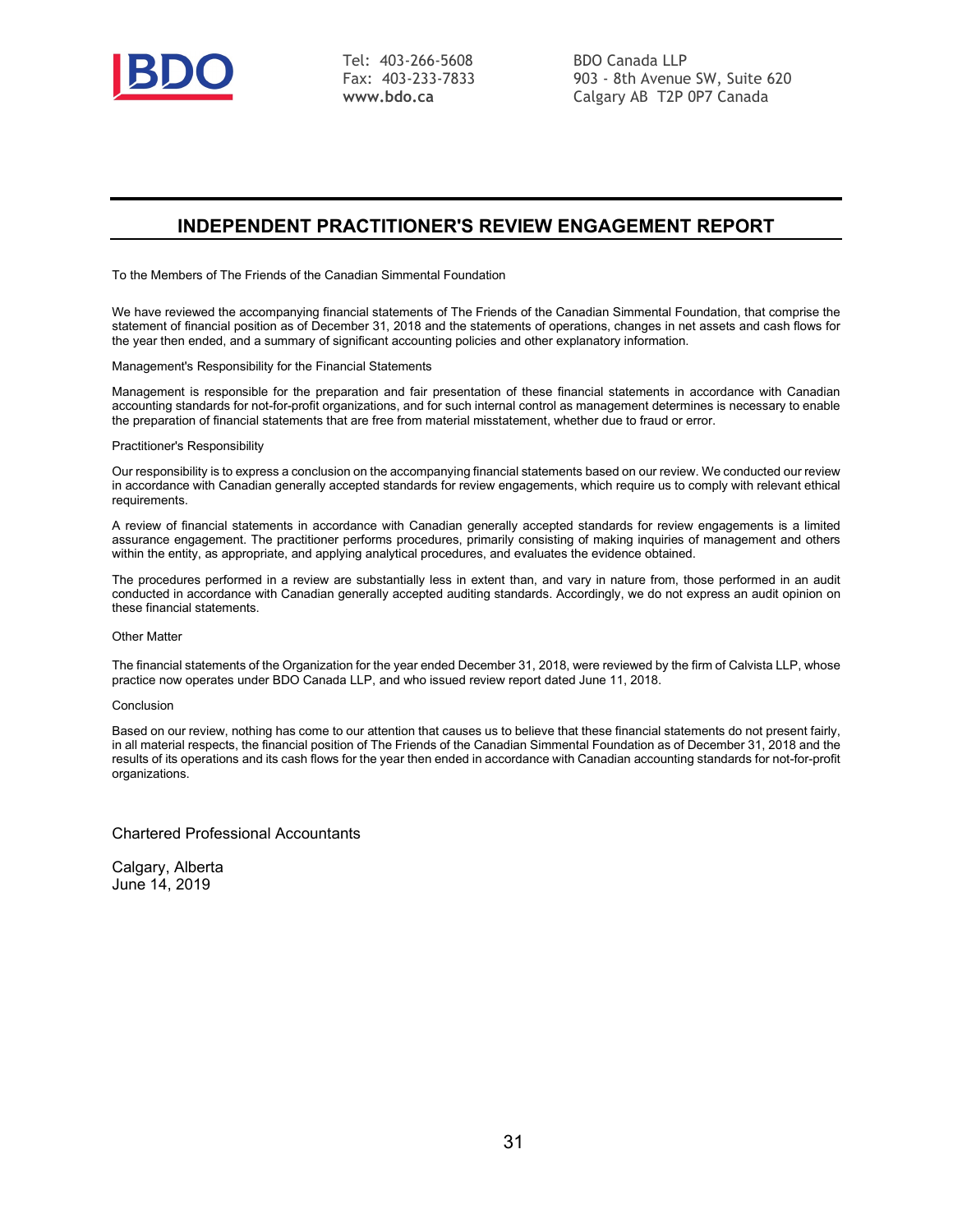Tel: 403-266-5608
Fax: 403-233-7833
**www.bdo.ca**

BDO Canada LLP
903 - 8th Avenue SW, Suite 620
Calgary AB T2P 0P7 Canada

# INDEPENDENT PRACTITIONER'S REVIEW ENGAGEMENT REPORT

To the Members of The Friends of the Canadian Simmental Foundation

We have reviewed the accompanying financial statements of The Friends of the Canadian Simmental Foundation, that comprise the statement of financial position as of December 31, 2018 and the statements of operations, changes in net assets and cash flows for the year then ended, and a summary of significant accounting policies and other explanatory information.

Management's Responsibility for the Financial Statements

Management is responsible for the preparation and fair presentation of these financial statements in accordance with Canadian accounting standards for not-for-profit organizations, and for such internal control as management determines is necessary to enable the preparation of financial statements that are free from material misstatement, whether due to fraud or error.

Practitioner's Responsibility

Our responsibility is to express a conclusion on the accompanying financial statements based on our review. We conducted our review in accordance with Canadian generally accepted standards for review engagements, which require us to comply with relevant ethical requirements.

A review of financial statements in accordance with Canadian generally accepted standards for review engagements is a limited assurance engagement. The practitioner performs procedures, primarily consisting of making inquiries of management and others within the entity, as appropriate, and applying analytical procedures, and evaluates the evidence obtained.

The procedures performed in a review are substantially less in extent than, and vary in nature from, those performed in an audit conducted in accordance with Canadian generally accepted auditing standards. Accordingly, we do not express an audit opinion on these financial statements.

Other Matter

The financial statements of the Organization for the year ended December 31, 2018, were reviewed by the firm of Calvista LLP, whose practice now operates under BDO Canada LLP, and who issued review report dated June 11, 2018.

Conclusion

Based on our review, nothing has come to our attention that causes us to believe that these financial statements do not present fairly, in all material respects, the financial position of The Friends of the Canadian Simmental Foundation as of December 31, 2018 and the results of its operations and its cash flows for the year then ended in accordance with Canadian accounting standards for not-for-profit organizations.

Chartered Professional Accountants

Calgary, Alberta
June 14, 2019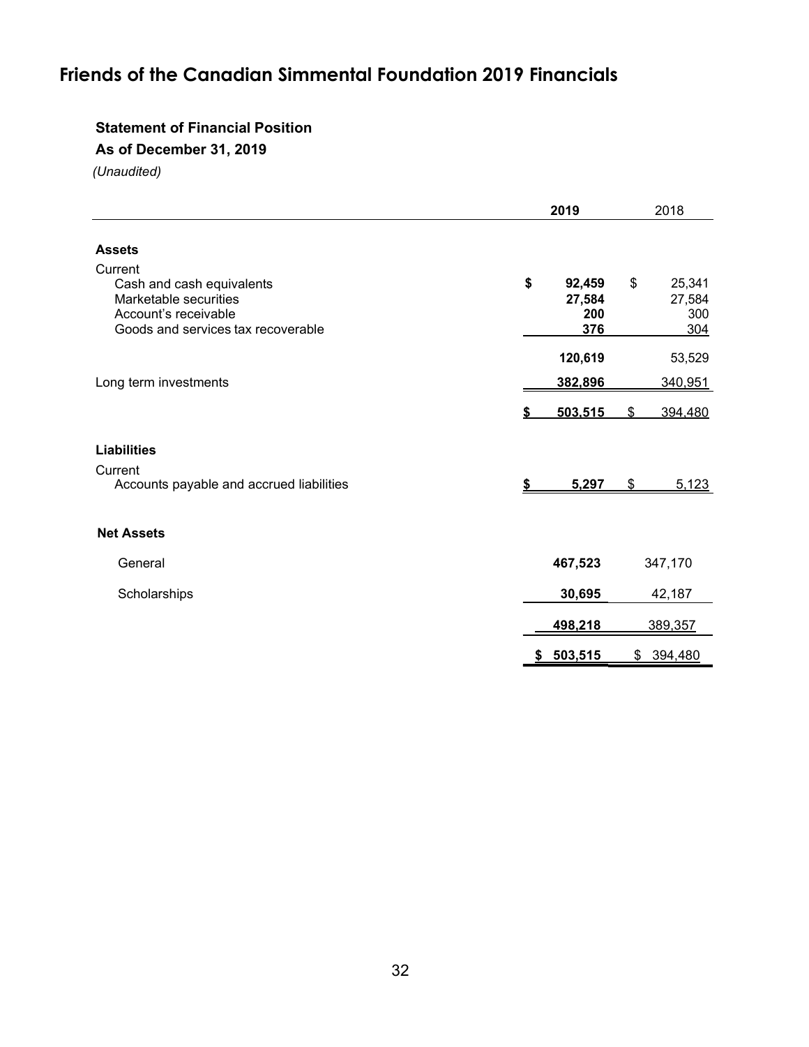# Friends of the Canadian Simmental Foundation 2019 Financials

**Statement of Financial Position**

**As of December 31, 2019**

*(Unaudited)*

| | **2019** | 2018 |
|---|---|---|
| **Assets** | | |
| Current | | |
| Cash and cash equivalents | **$ 92,459** | $ 25,341 |
| Marketable securities | **27,584** | 27,584 |
| Account's receivable | **200** | 300 |
| Goods and services tax recoverable | **376** | 304 |
| | **120,619** | 53,529 |
| Long term investments | **382,896** | 340,951 |
| | **$ 503,515** | $ 394,480 |
| **Liabilities** | | |
| Current | | |
| Accounts payable and accrued liabilities | **$ 5,297** | $ 5,123 |
| **Net Assets** | | |
| General | **467,523** | 347,170 |
| Scholarships | **30,695** | 42,187 |
| | **498,218** | 389,357 |
| | **$ 503,515** | $ 394,480 |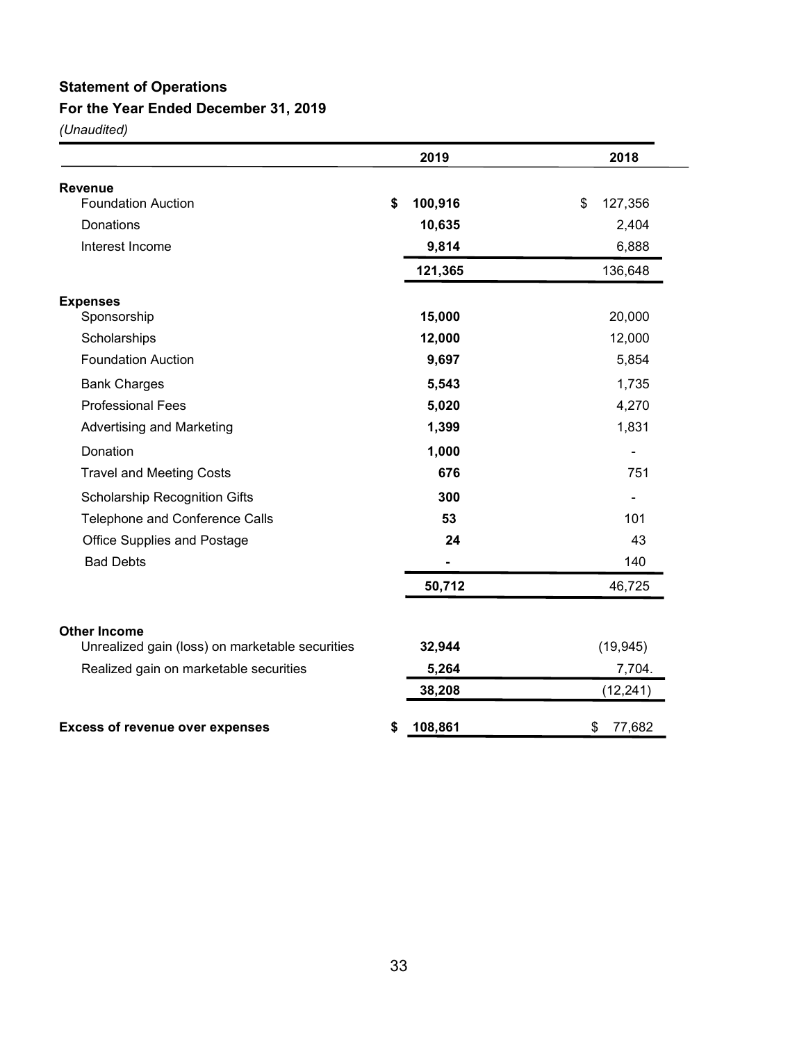**Statement of Operations**

**For the Year Ended December 31, 2019**

*(Unaudited)*

| | 2019 | 2018 |
|---|---|---|
| **Revenue** | | |
| Foundation Auction | **$ 100,916** | $ 127,356 |
| Donations | **10,635** | 2,404 |
| Interest Income | **9,814** | 6,888 |
| | **121,365** | 136,648 |
| **Expenses** | | |
| Sponsorship | **15,000** | 20,000 |
| Scholarships | **12,000** | 12,000 |
| Foundation Auction | **9,697** | 5,854 |
| Bank Charges | **5,543** | 1,735 |
| Professional Fees | **5,020** | 4,270 |
| Advertising and Marketing | **1,399** | 1,831 |
| Donation | **1,000** | - |
| Travel and Meeting Costs | **676** | 751 |
| Scholarship Recognition Gifts | **300** | - |
| Telephone and Conference Calls | **53** | 101 |
| Office Supplies and Postage | **24** | 43 |
| Bad Debts | **-** | 140 |
| | **50,712** | 46,725 |
| **Other Income** | | |
| Unrealized gain (loss) on marketable securities | **32,944** | (19,945) |
| Realized gain on marketable securities | **5,264** | 7,704. |
| | **38,208** | (12,241) |
| **Excess of revenue over expenses** | **$ 108,861** | $ 77,682 |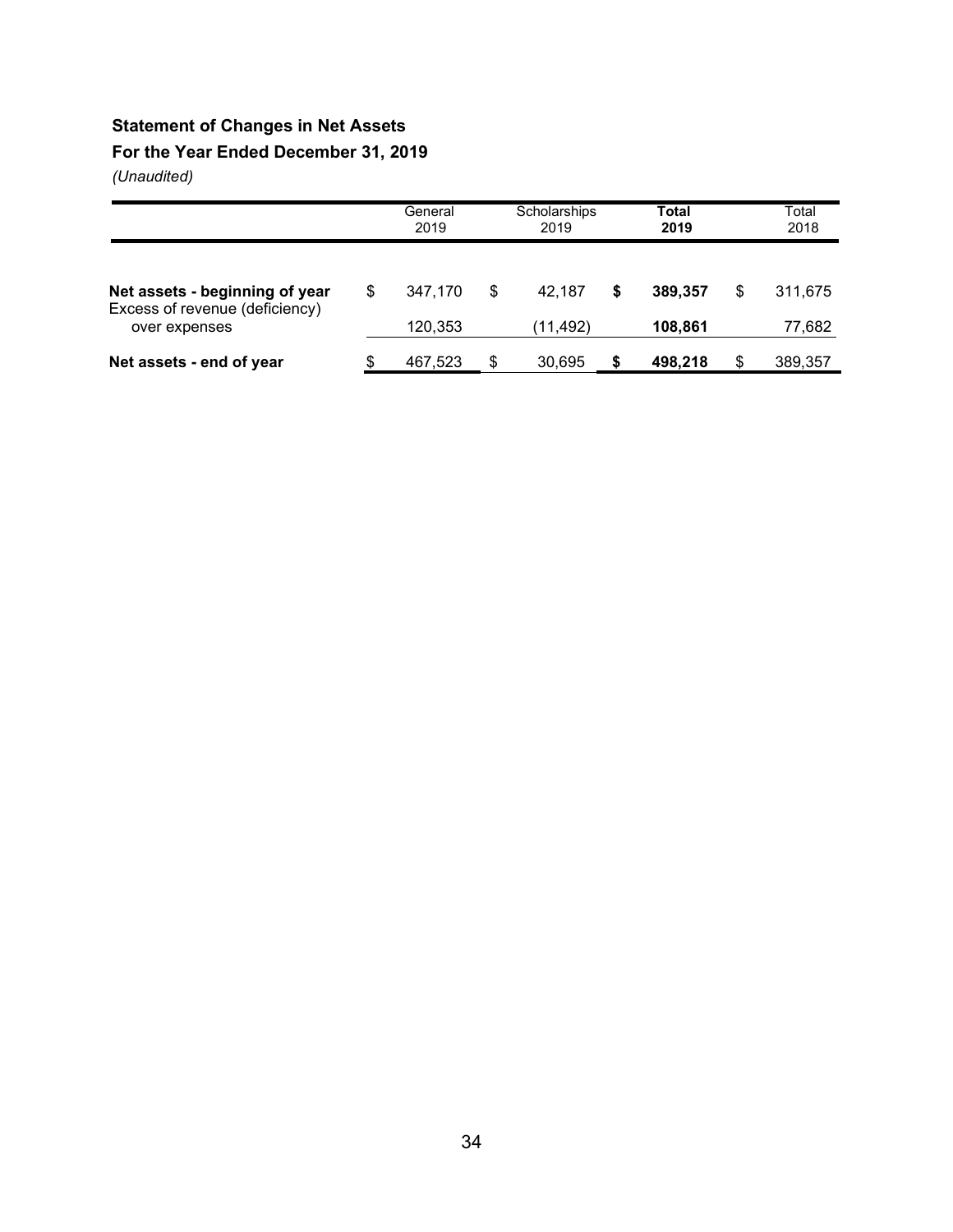**Statement of Changes in Net Assets**

**For the Year Ended December 31, 2019**

*(Unaudited)*

| | General 2019 | Scholarships 2019 | **Total 2019** | Total 2018 |
|---|---|---|---|---|
| **Net assets - beginning of year** | $ 347,170 | $ 42,187 | **$ 389,357** | $ 311,675 |
| Excess of revenue (deficiency) over expenses | 120,353 | (11,492) | **108,861** | 77,682 |
| **Net assets - end of year** | $ 467,523 | $ 30,695 | **$ 498,218** | $ 389,357 |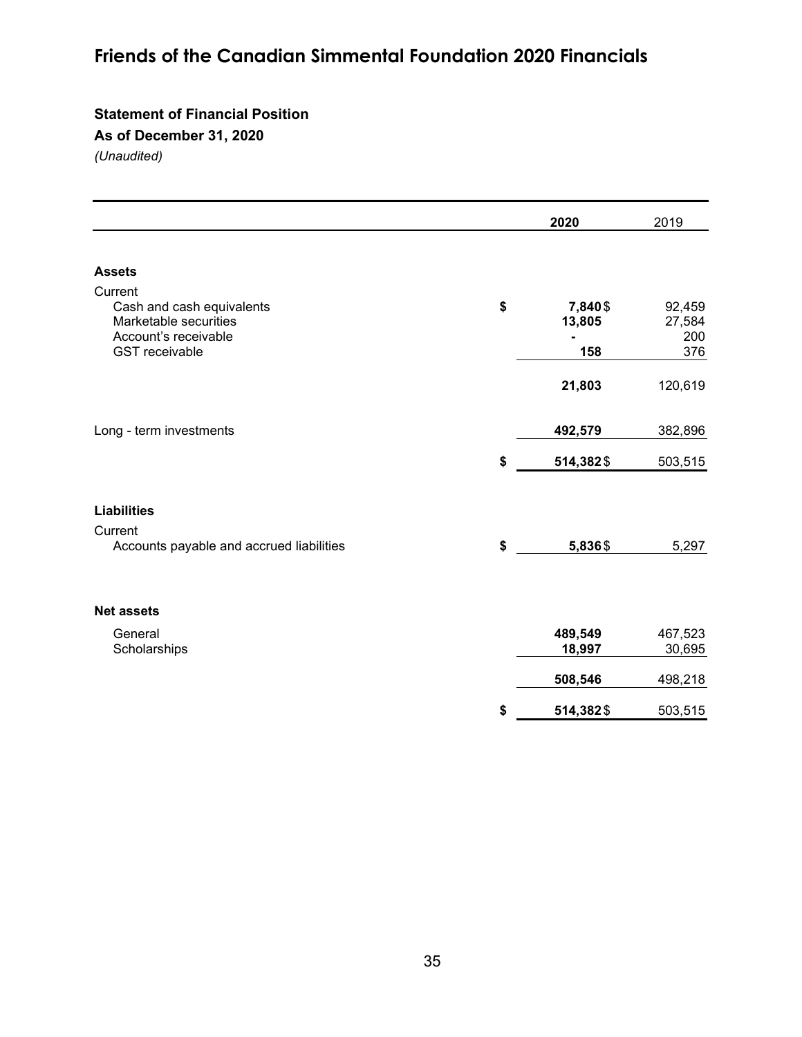# Friends of the Canadian Simmental Foundation 2020 Financials

### Statement of Financial Position

### As of December 31, 2020

*(Unaudited)*

| | 2020 | 2019 |
|---|---|---|
| **Assets** | | |
| Current | | |
| Cash and cash equivalents | $ **7,840** | $ 92,459 |
| Marketable securities | **13,805** | 27,584 |
| Account's receivable | **-** | 200 |
| GST receivable | **158** | 376 |
| | **21,803** | 120,619 |
| Long - term investments | **492,579** | 382,896 |
| | $ **514,382** | $ 503,515 |
| **Liabilities** | | |
| Current | | |
| Accounts payable and accrued liabilities | $ **5,836** | $ 5,297 |
| **Net assets** | | |
| General | **489,549** | 467,523 |
| Scholarships | **18,997** | 30,695 |
| | **508,546** | 498,218 |
| | $ **514,382** | $ 503,515 |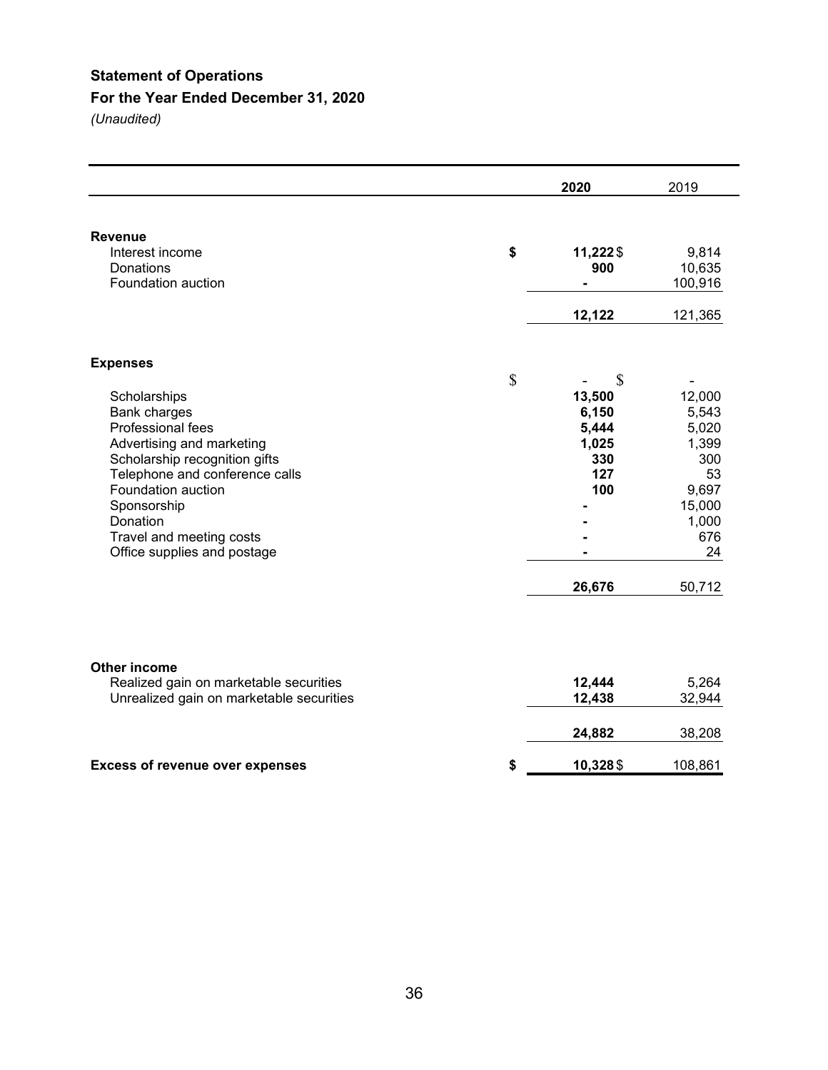## Statement of Operations

## For the Year Ended December 31, 2020

*(Unaudited)*

| | 2020 | 2019 |
|---|---|---|
| **Revenue** | | |
| Interest income | $ 11,222 | $ 9,814 |
| Donations | 900 | 10,635 |
| Foundation auction | - | 100,916 |
| | 12,122 | 121,365 |
| **Expenses** | | |
| | $ - | $ - |
| Scholarships | 13,500 | 12,000 |
| Bank charges | 6,150 | 5,543 |
| Professional fees | 5,444 | 5,020 |
| Advertising and marketing | 1,025 | 1,399 |
| Scholarship recognition gifts | 330 | 300 |
| Telephone and conference calls | 127 | 53 |
| Foundation auction | 100 | 9,697 |
| Sponsorship | - | 15,000 |
| Donation | - | 1,000 |
| Travel and meeting costs | - | 676 |
| Office supplies and postage | - | 24 |
| | 26,676 | 50,712 |
| **Other income** | | |
| Realized gain on marketable securities | 12,444 | 5,264 |
| Unrealized gain on marketable securities | 12,438 | 32,944 |
| | 24,882 | 38,208 |
| **Excess of revenue over expenses** | $ 10,328 | $ 108,861 |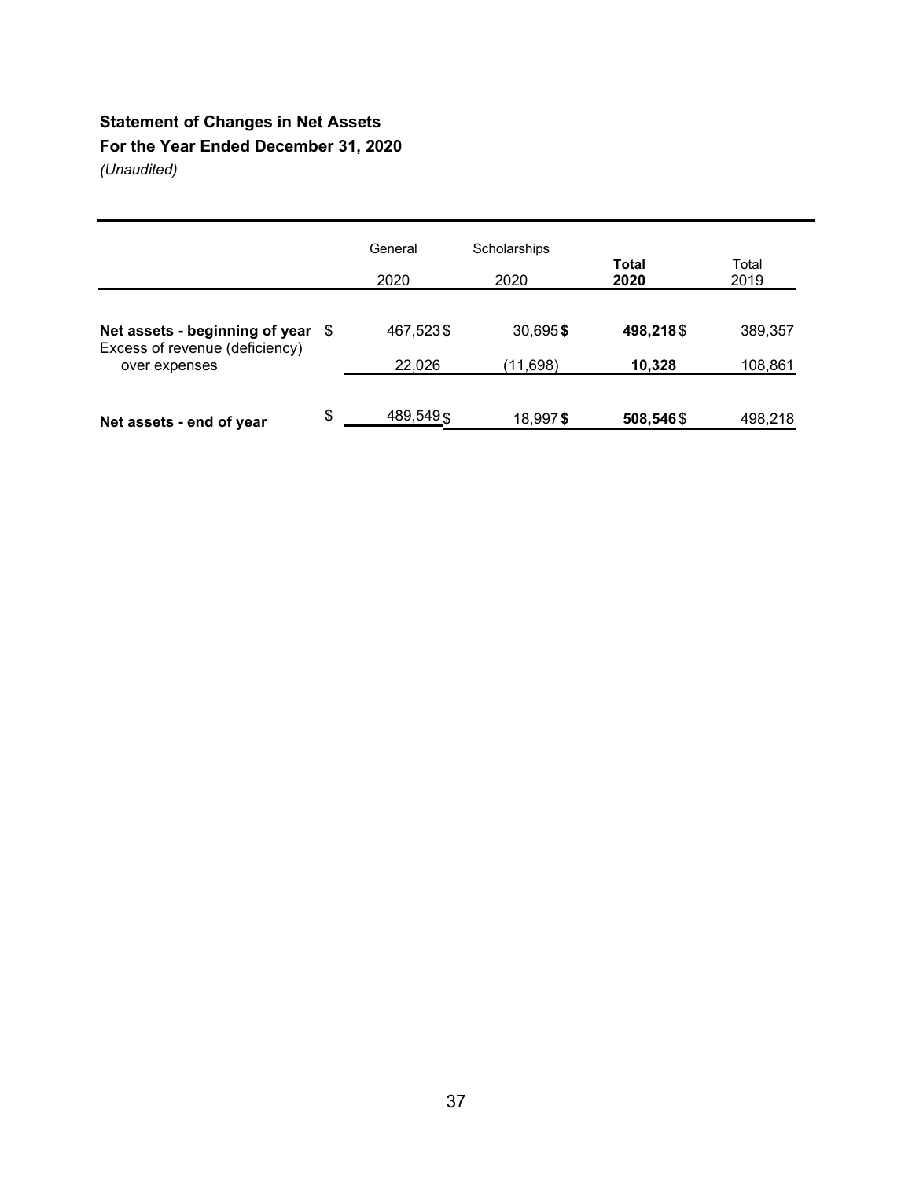**Statement of Changes in Net Assets**

**For the Year Ended December 31, 2020**

*(Unaudited)*

| | General 2020 | Scholarships 2020 | **Total 2020** | Total 2019 |
|---|---|---|---|---|
| **Net assets - beginning of year** | $ 467,523 | $ 30,695 | **$ 498,218** | $ 389,357 |
| Excess of revenue (deficiency) over expenses | 22,026 | (11,698) | **10,328** | 108,861 |
| **Net assets - end of year** | $ 489,549 | $ 18,997 | **$ 508,546** | $ 498,218 |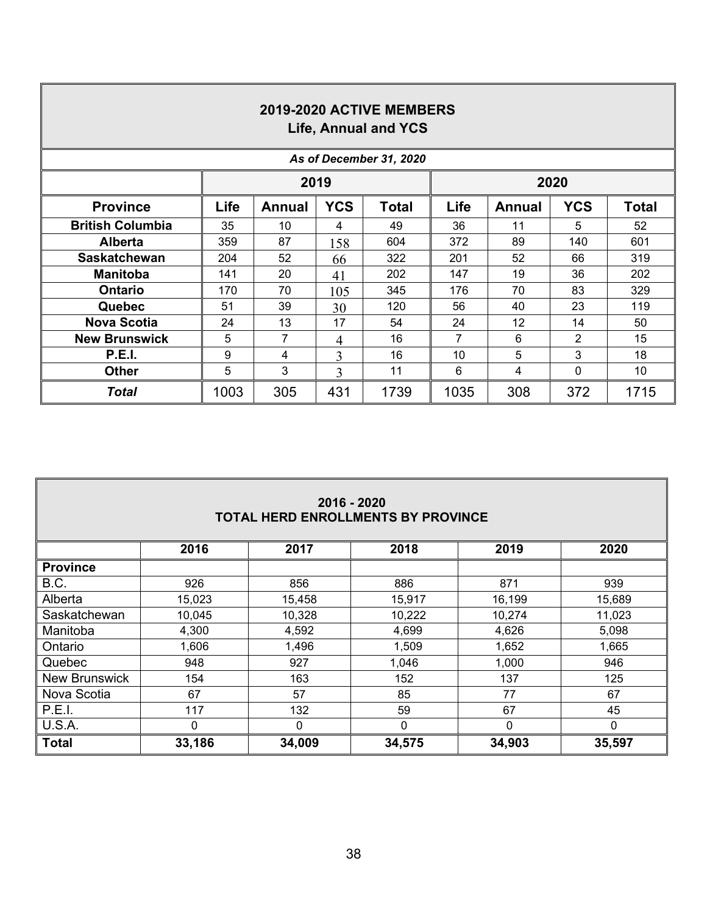## 2019-2020 ACTIVE MEMBERS
### Life, Annual and YCS

*As of December 31, 2020*

| | 2019 | | | | 2020 | | | |
|---|---|---|---|---|---|---|---|---|
| **Province** | **Life** | **Annual** | **YCS** | **Total** | **Life** | **Annual** | **YCS** | **Total** |
| **British Columbia** | 35 | 10 | 4 | 49 | 36 | 11 | 5 | 52 |
| **Alberta** | 359 | 87 | 158 | 604 | 372 | 89 | 140 | 601 |
| **Saskatchewan** | 204 | 52 | 66 | 322 | 201 | 52 | 66 | 319 |
| **Manitoba** | 141 | 20 | 41 | 202 | 147 | 19 | 36 | 202 |
| **Ontario** | 170 | 70 | 105 | 345 | 176 | 70 | 83 | 329 |
| **Quebec** | 51 | 39 | 30 | 120 | 56 | 40 | 23 | 119 |
| **Nova Scotia** | 24 | 13 | 17 | 54 | 24 | 12 | 14 | 50 |
| **New Brunswick** | 5 | 7 | 4 | 16 | 7 | 6 | 2 | 15 |
| **P.E.I.** | 9 | 4 | 3 | 16 | 10 | 5 | 3 | 18 |
| **Other** | 5 | 3 | 3 | 11 | 6 | 4 | 0 | 10 |
| ***Total*** | 1003 | 305 | 431 | 1739 | 1035 | 308 | 372 | 1715 |

## 2016 - 2020
### TOTAL HERD ENROLLMENTS BY PROVINCE

| | 2016 | 2017 | 2018 | 2019 | 2020 |
|---|---|---|---|---|---|
| **Province** | | | | | |
| B.C. | 926 | 856 | 886 | 871 | 939 |
| Alberta | 15,023 | 15,458 | 15,917 | 16,199 | 15,689 |
| Saskatchewan | 10,045 | 10,328 | 10,222 | 10,274 | 11,023 |
| Manitoba | 4,300 | 4,592 | 4,699 | 4,626 | 5,098 |
| Ontario | 1,606 | 1,496 | 1,509 | 1,652 | 1,665 |
| Quebec | 948 | 927 | 1,046 | 1,000 | 946 |
| New Brunswick | 154 | 163 | 152 | 137 | 125 |
| Nova Scotia | 67 | 57 | 85 | 77 | 67 |
| P.E.I. | 117 | 132 | 59 | 67 | 45 |
| U.S.A. | 0 | 0 | 0 | 0 | 0 |
| **Total** | **33,186** | **34,009** | **34,575** | **34,903** | **35,597** |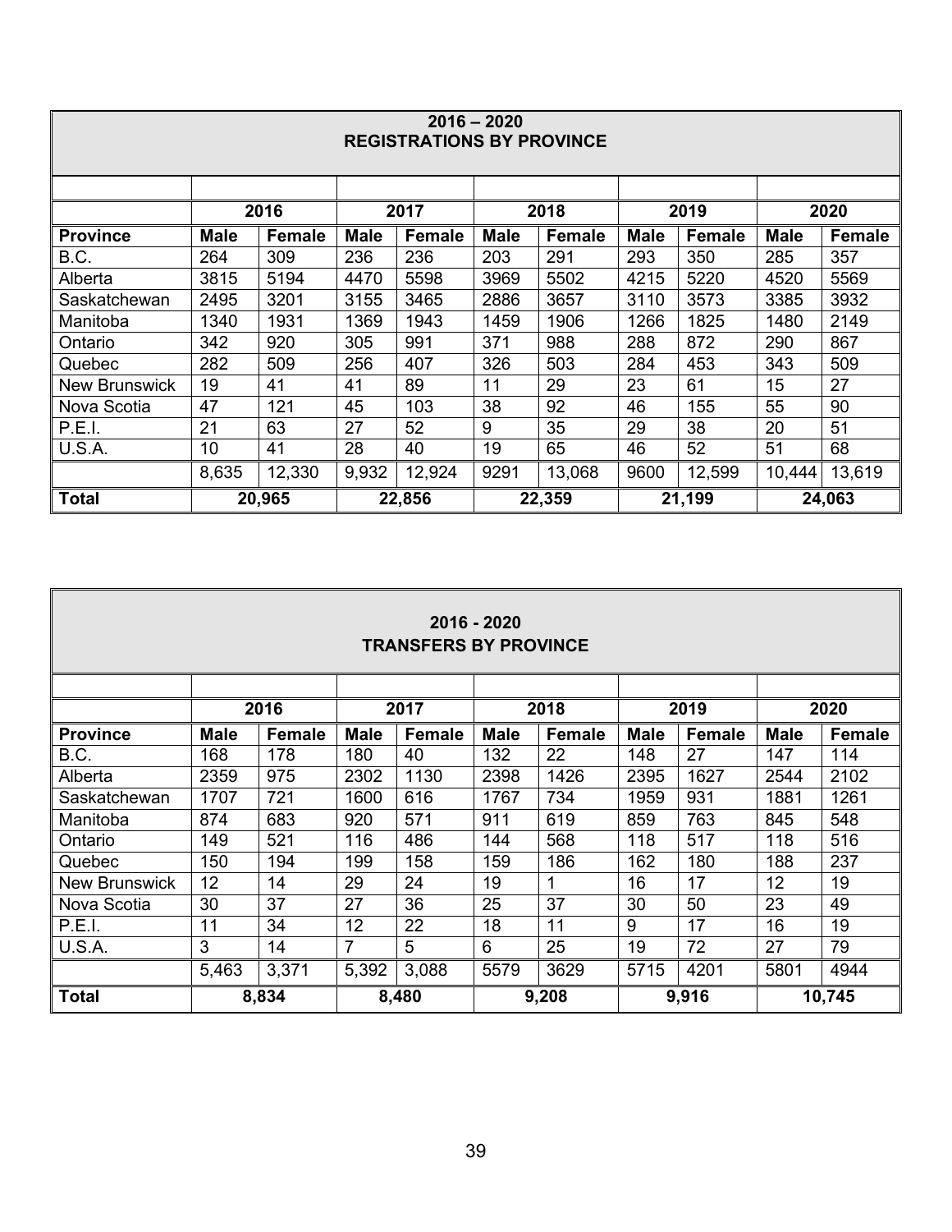| 2016 – 2020 REGISTRATIONS BY PROVINCE | | | | | | | | | | |
|---|---|---|---|---|---|---|---|---|---|---|
| | | | | | | | | | | |
| | 2016 | | 2017 | | 2018 | | 2019 | | 2020 | |
| **Province** | **Male** | **Female** | **Male** | **Female** | **Male** | **Female** | **Male** | **Female** | **Male** | **Female** |
| B.C. | 264 | 309 | 236 | 236 | 203 | 291 | 293 | 350 | 285 | 357 |
| Alberta | 3815 | 5194 | 4470 | 5598 | 3969 | 5502 | 4215 | 5220 | 4520 | 5569 |
| Saskatchewan | 2495 | 3201 | 3155 | 3465 | 2886 | 3657 | 3110 | 3573 | 3385 | 3932 |
| Manitoba | 1340 | 1931 | 1369 | 1943 | 1459 | 1906 | 1266 | 1825 | 1480 | 2149 |
| Ontario | 342 | 920 | 305 | 991 | 371 | 988 | 288 | 872 | 290 | 867 |
| Quebec | 282 | 509 | 256 | 407 | 326 | 503 | 284 | 453 | 343 | 509 |
| New Brunswick | 19 | 41 | 41 | 89 | 11 | 29 | 23 | 61 | 15 | 27 |
| Nova Scotia | 47 | 121 | 45 | 103 | 38 | 92 | 46 | 155 | 55 | 90 |
| P.E.I. | 21 | 63 | 27 | 52 | 9 | 35 | 29 | 38 | 20 | 51 |
| U.S.A. | 10 | 41 | 28 | 40 | 19 | 65 | 46 | 52 | 51 | 68 |
| | 8,635 | 12,330 | 9,932 | 12,924 | 9291 | 13,068 | 9600 | 12,599 | 10,444 | 13,619 |
| **Total** | 20,965 | | 22,856 | | 22,359 | | 21,199 | | 24,063 | |

| 2016 - 2020 TRANSFERS BY PROVINCE | | | | | | | | | | |
|---|---|---|---|---|---|---|---|---|---|---|
| | | | | | | | | | | |
| | 2016 | | 2017 | | 2018 | | 2019 | | 2020 | |
| **Province** | **Male** | **Female** | **Male** | **Female** | **Male** | **Female** | **Male** | **Female** | **Male** | **Female** |
| B.C. | 168 | 178 | 180 | 40 | 132 | 22 | 148 | 27 | 147 | 114 |
| Alberta | 2359 | 975 | 2302 | 1130 | 2398 | 1426 | 2395 | 1627 | 2544 | 2102 |
| Saskatchewan | 1707 | 721 | 1600 | 616 | 1767 | 734 | 1959 | 931 | 1881 | 1261 |
| Manitoba | 874 | 683 | 920 | 571 | 911 | 619 | 859 | 763 | 845 | 548 |
| Ontario | 149 | 521 | 116 | 486 | 144 | 568 | 118 | 517 | 118 | 516 |
| Quebec | 150 | 194 | 199 | 158 | 159 | 186 | 162 | 180 | 188 | 237 |
| New Brunswick | 12 | 14 | 29 | 24 | 19 | 1 | 16 | 17 | 12 | 19 |
| Nova Scotia | 30 | 37 | 27 | 36 | 25 | 37 | 30 | 50 | 23 | 49 |
| P.E.I. | 11 | 34 | 12 | 22 | 18 | 11 | 9 | 17 | 16 | 19 |
| U.S.A. | 3 | 14 | 7 | 5 | 6 | 25 | 19 | 72 | 27 | 79 |
| | 5,463 | 3,371 | 5,392 | 3,088 | 5579 | 3629 | 5715 | 4201 | 5801 | 4944 |
| **Total** | 8,834 | | 8,480 | | 9,208 | | 9,916 | | 10,745 | |